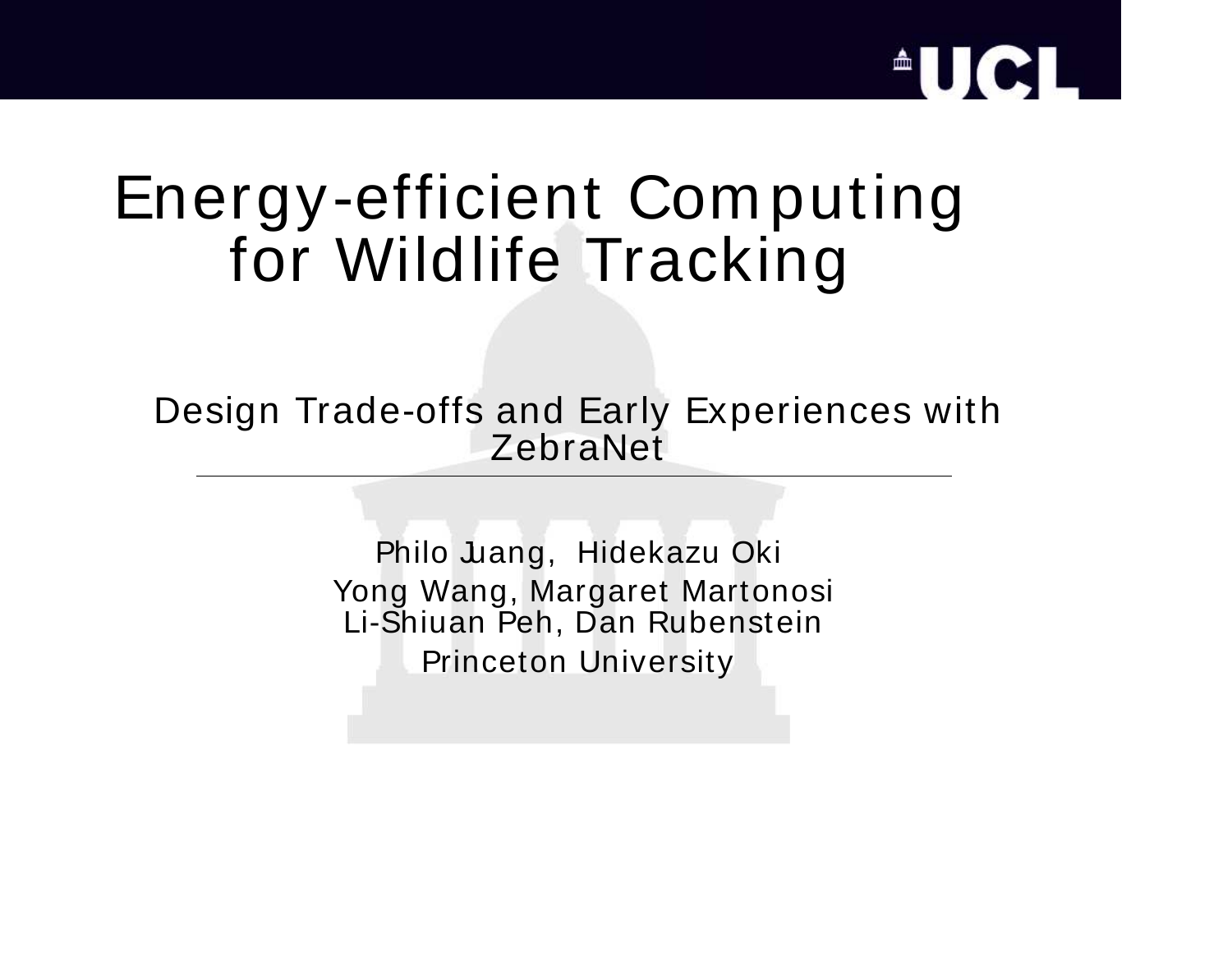# Energy-efficient Computing for Wildlife Tracking

## Design Trade-offs and Early Experiences with ZebraNet

---

Philo Juang, Hidekazu Oki

Yong Wang, Margaret Martonosi

Li-Shiuan Peh, Dan Rubenstein

Princeton University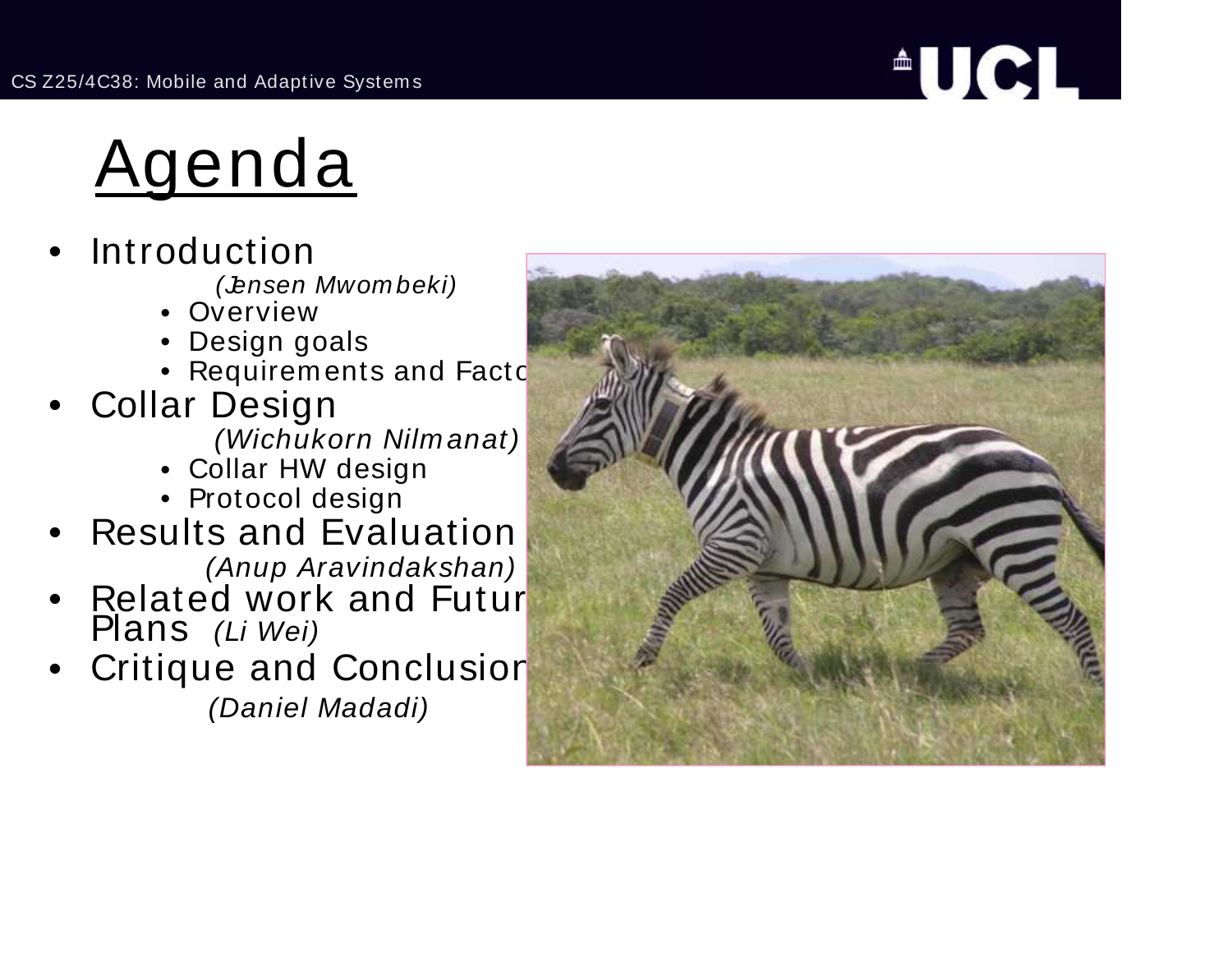# Agenda

- Introduction
  *(Jensen Mwombeki)*
  - Overview
  - Design goals
  - Requirements and Facto
- Collar Design
  *(Wichukorn Nilmanat)*
  - Collar HW design
  - Protocol design
- Results and Evaluation
  *(Anup Aravindakshan)*
- Related work and Futur Plans *(Li Wei)*
- Critique and Conclusion
  *(Daniel Madadi)*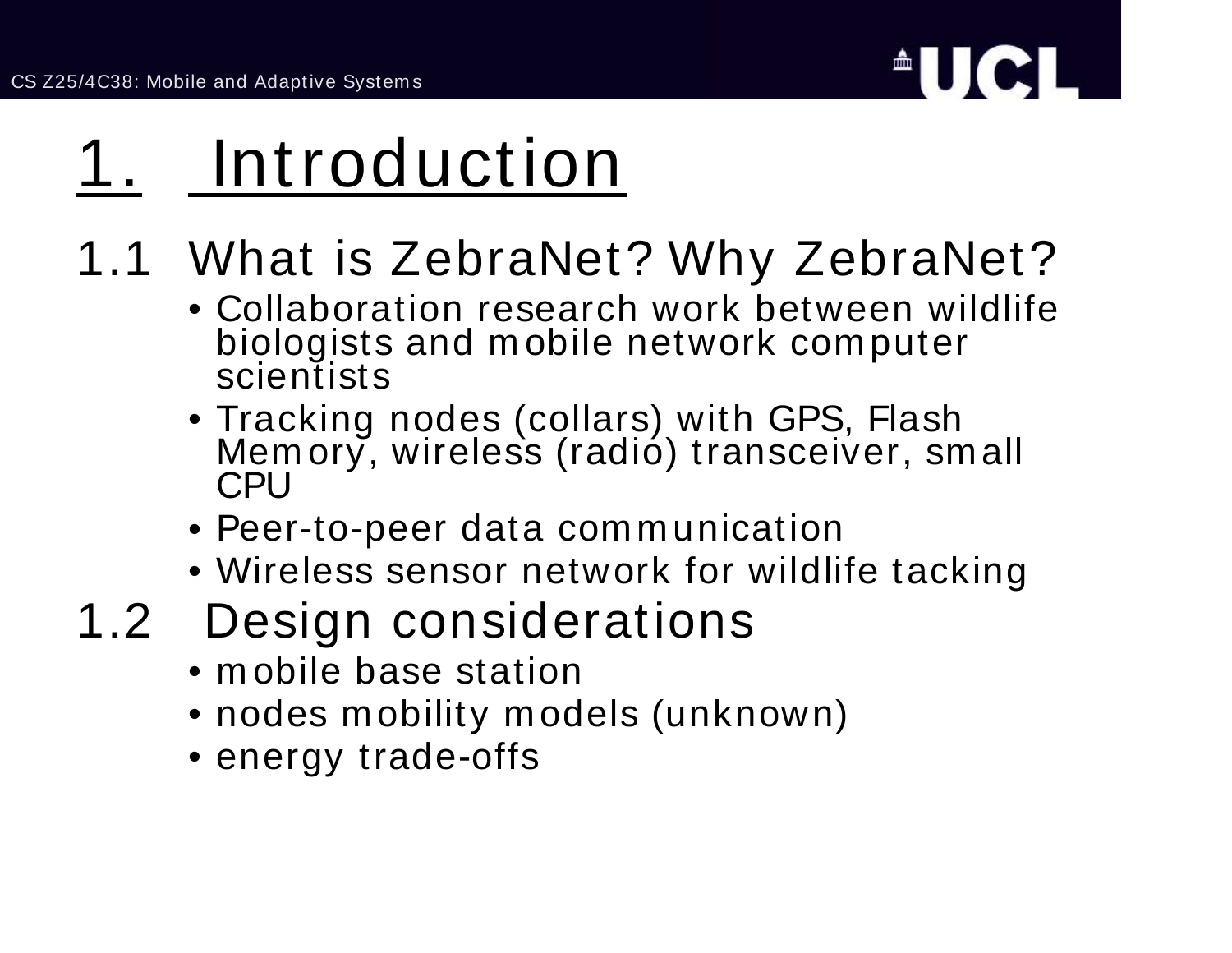# 1. Introduction

## 1.1 What is ZebraNet? Why ZebraNet?

- Collaboration research work between wildlife biologists and mobile network computer scientists
- Tracking nodes (collars) with GPS, Flash Memory, wireless (radio) transceiver, small CPU
- Peer-to-peer data communication
- Wireless sensor network for wildlife tacking

## 1.2 Design considerations

- mobile base station
- nodes mobility models (unknown)
- energy trade-offs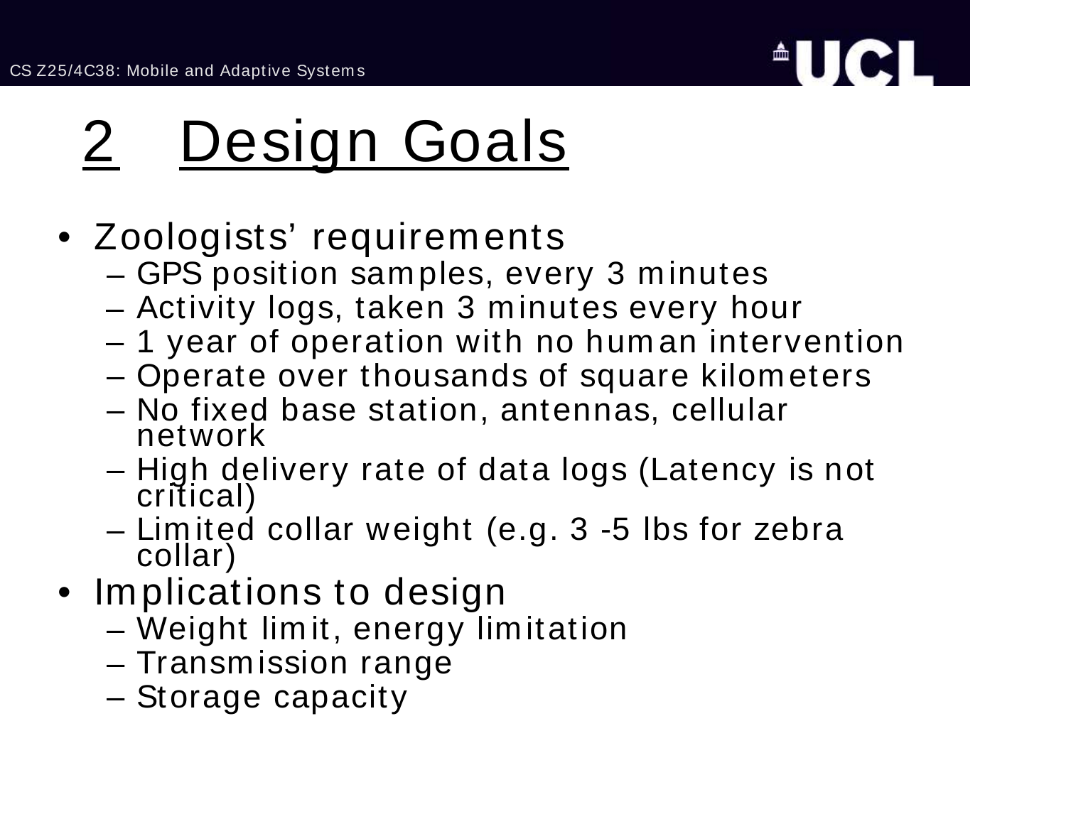# 2 Design Goals

- Zoologists' requirements
  - GPS position samples, every 3 minutes
  - Activity logs, taken 3 minutes every hour
  - 1 year of operation with no human intervention
  - Operate over thousands of square kilometers
  - No fixed base station, antennas, cellular network
  - High delivery rate of data logs (Latency is not critical)
  - Limited collar weight (e.g. 3 -5 lbs for zebra collar)
- Implications to design
  - Weight limit, energy limitation
  - Transmission range
  - Storage capacity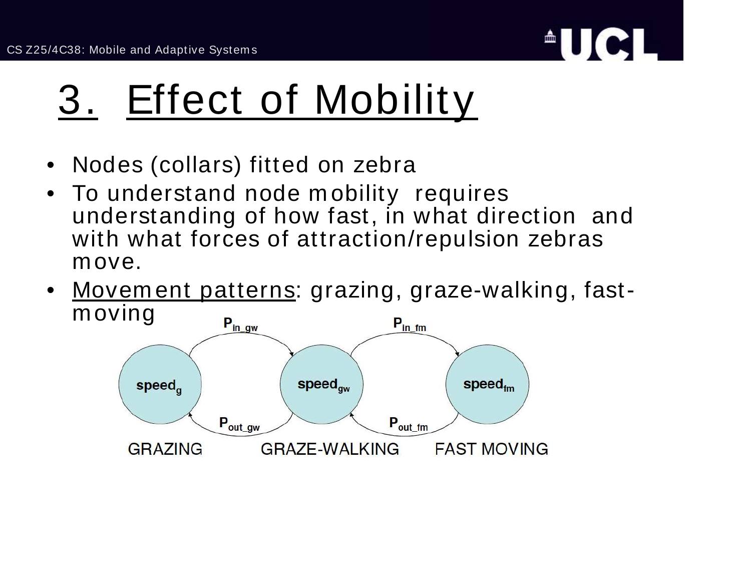# 3. Effect of Mobility

- Nodes (collars) fitted on zebra
- To understand node mobility requires understanding of how fast, in what direction and with what forces of attraction/repulsion zebras move.
- Movement patterns: grazing, graze-walking, fast-moving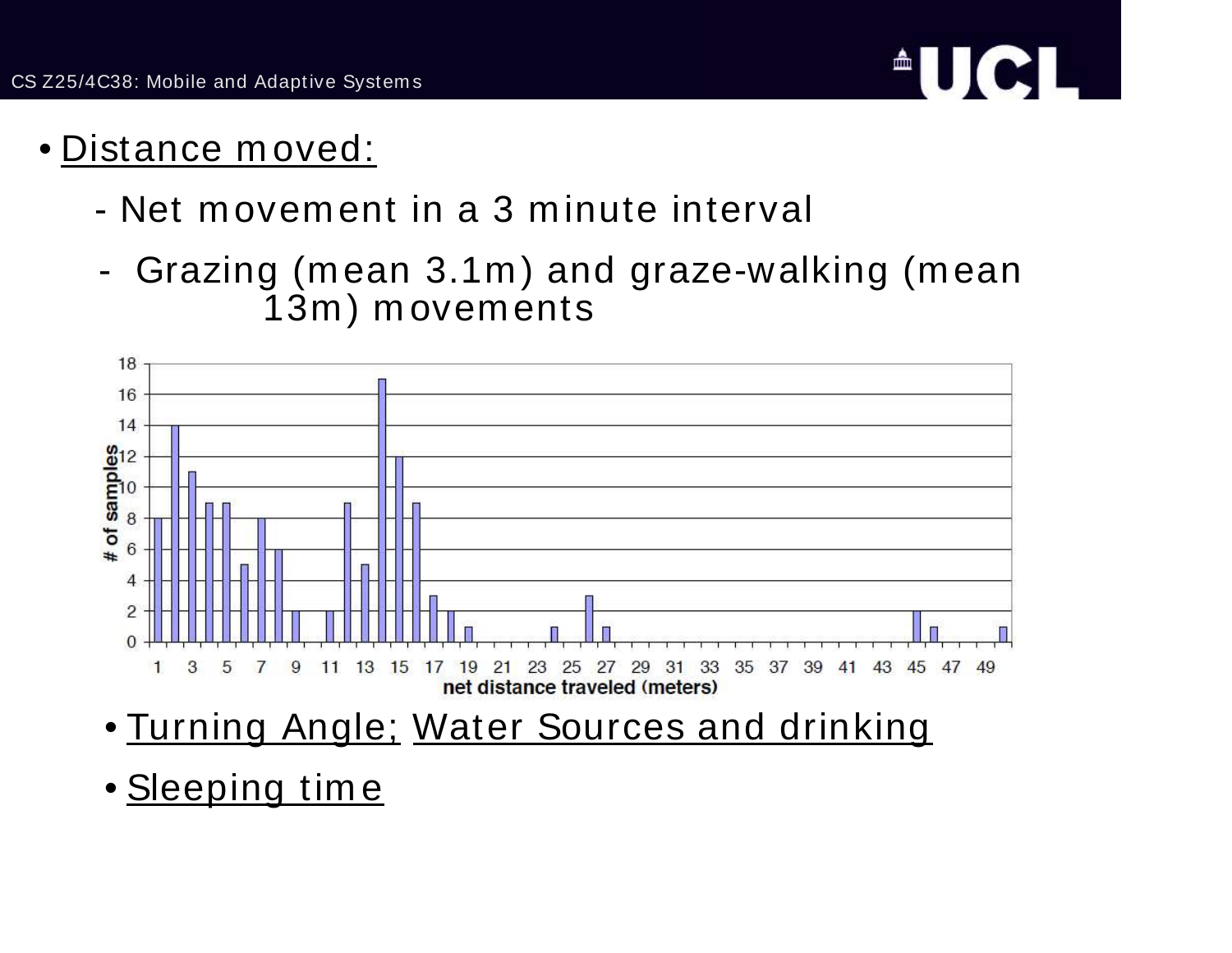- <u>Distance moved:</u>
  - Net movement in a 3 minute interval
  - Grazing (mean 3.1m) and graze-walking (mean 13m) movements

- <u>Turning Angle;</u> <u>Water Sources and drinking</u>
- <u>Sleeping time</u>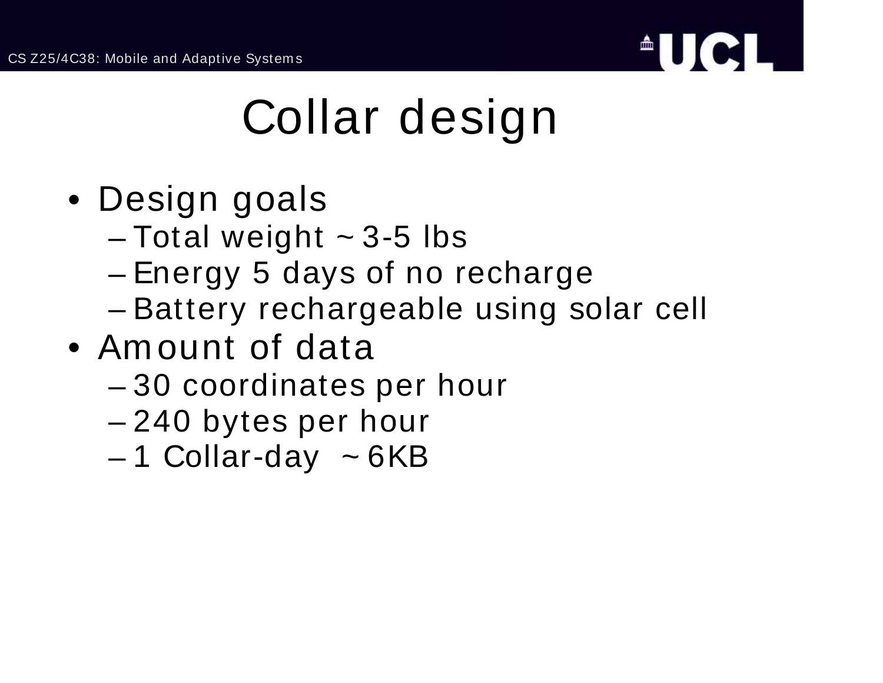# Collar design

- Design goals
  - Total weight ~ 3-5 lbs
  - Energy 5 days of no recharge
  - Battery rechargeable using solar cell
- Amount of data
  - 30 coordinates per hour
  - 240 bytes per hour
  - 1 Collar-day ~ 6KB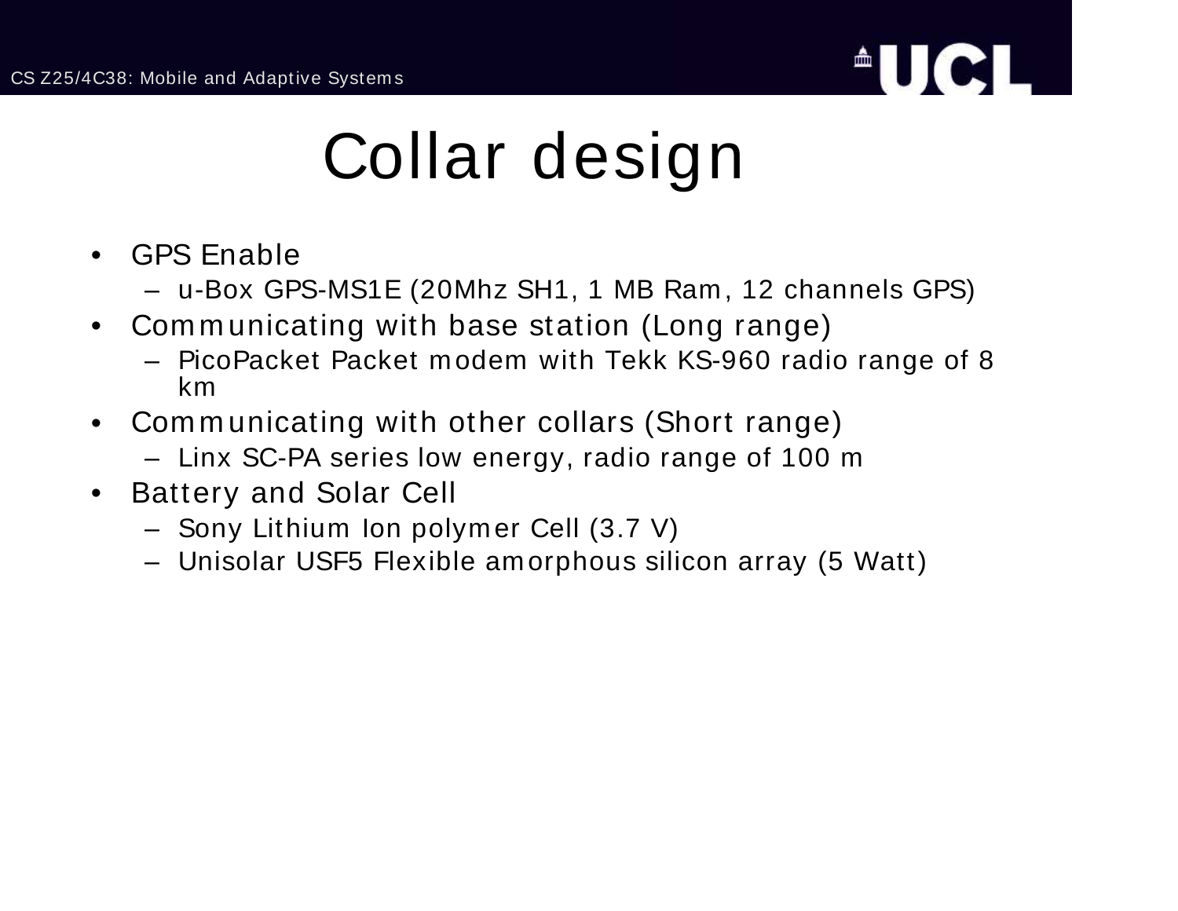# Collar design

- GPS Enable
  - u-Box GPS-MS1E (20Mhz SH1, 1 MB Ram, 12 channels GPS)
- Communicating with base station (Long range)
  - PicoPacket Packet modem with Tekk KS-960 radio range of 8 km
- Communicating with other collars (Short range)
  - Linx SC-PA series low energy, radio range of 100 m
- Battery and Solar Cell
  - Sony Lithium Ion polymer Cell (3.7 V)
  - Unisolar USF5 Flexible amorphous silicon array (5 Watt)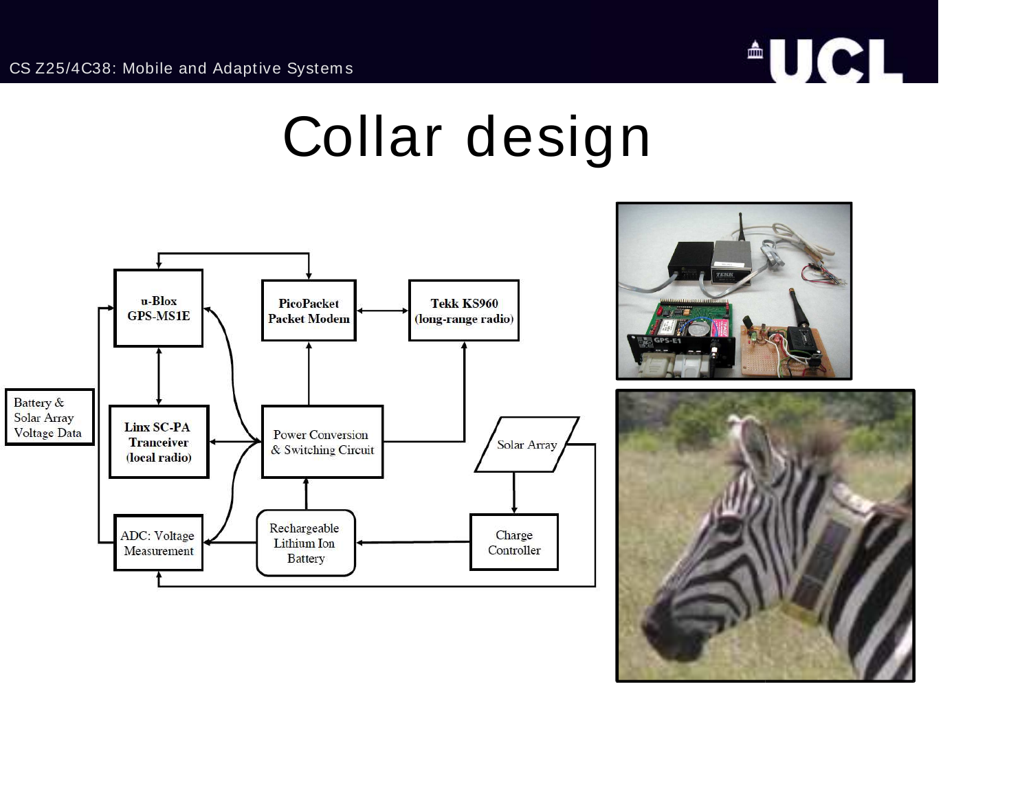# Collar design

- u-Blox GPS-MS1E
- PicoPacket Packet Modem
- Tekk KS960 (long-range radio)
- Battery & Solar Array Voltage Data
- Linx SC-PA Tranceiver (local radio)
- Power Conversion & Switching Circuit
- Solar Array
- ADC: Voltage Measurement
- Rechargeable Lithium Ion Battery
- Charge Controller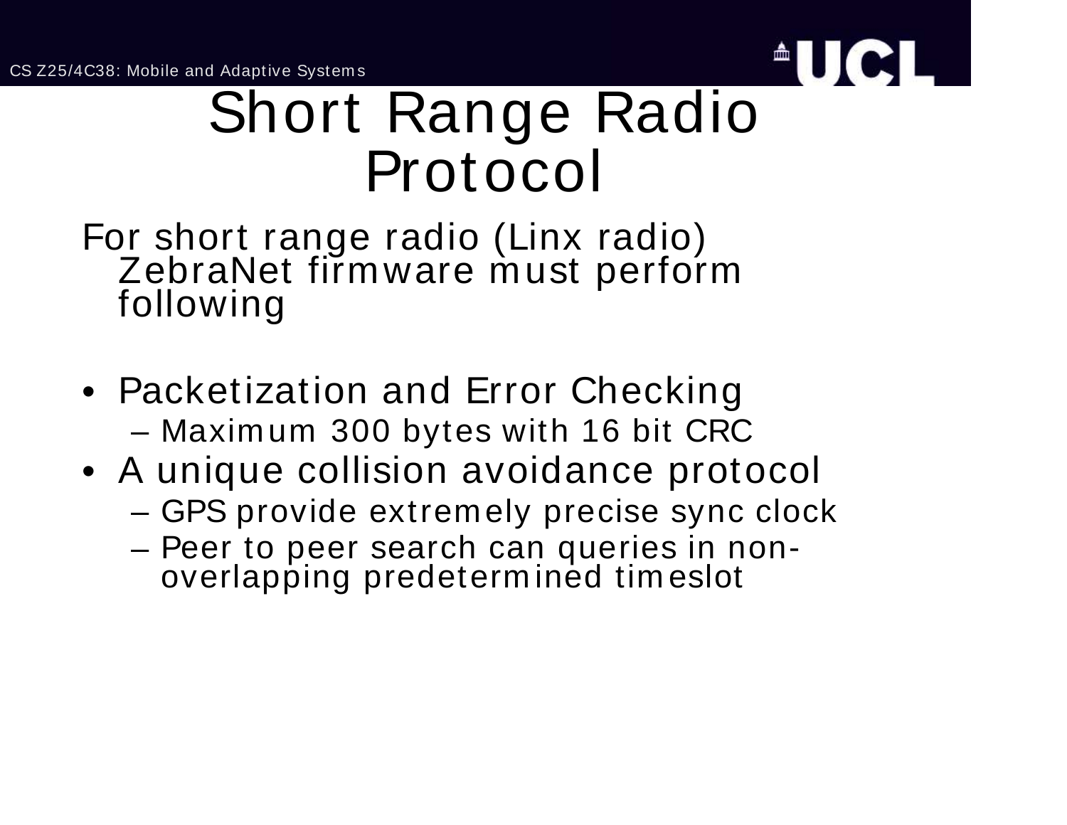# Short Range Radio Protocol

For short range radio (Linx radio) ZebraNet firmware must perform following

- Packetization and Error Checking
  - Maximum 300 bytes with 16 bit CRC
- A unique collision avoidance protocol
  - GPS provide extremely precise sync clock
  - Peer to peer search can queries in non-overlapping predetermined timeslot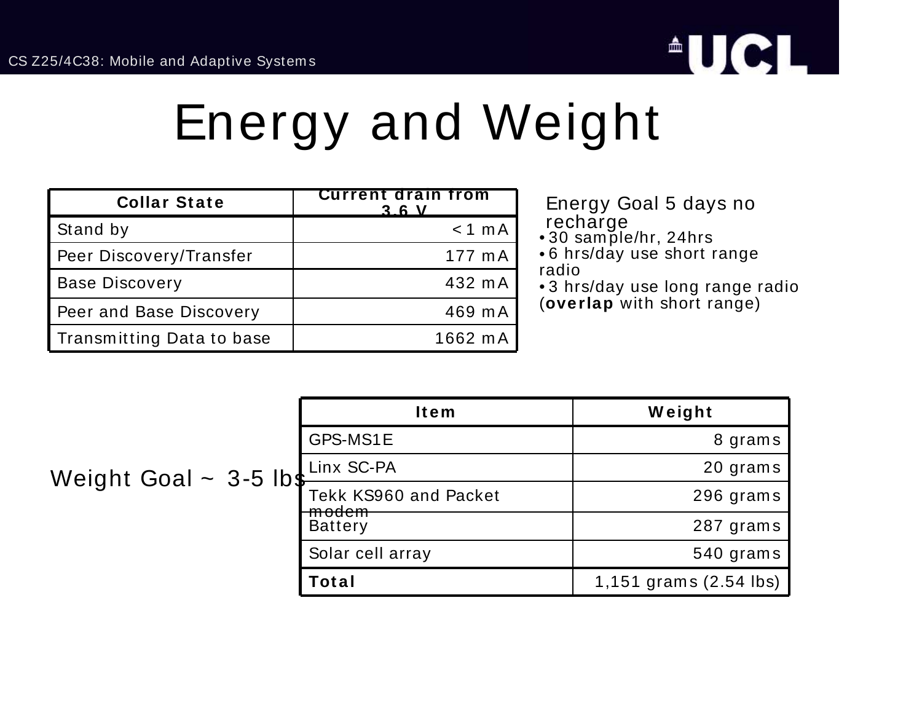# Energy and Weight

| Collar State | Current drain from 3.6 V |
|---|---|
| Stand by | < 1 mA |
| Peer Discovery/Transfer | 177 mA |
| Base Discovery | 432 mA |
| Peer and Base Discovery | 469 mA |
| Transmitting Data to base | 1662 mA |

Energy Goal 5 days no recharge

- 30 sample/hr, 24hrs
- 6 hrs/day use short range radio
- 3 hrs/day use long range radio (**overlap** with short range)

Weight Goal ~ 3-5 lbs

| Item | Weight |
|---|---|
| GPS-MS1E | 8 grams |
| Linx SC-PA | 20 grams |
| Tekk KS960 and Packet modem | 296 grams |
| Battery | 287 grams |
| Solar cell array | 540 grams |
| **Total** | 1,151 grams (2.54 lbs) |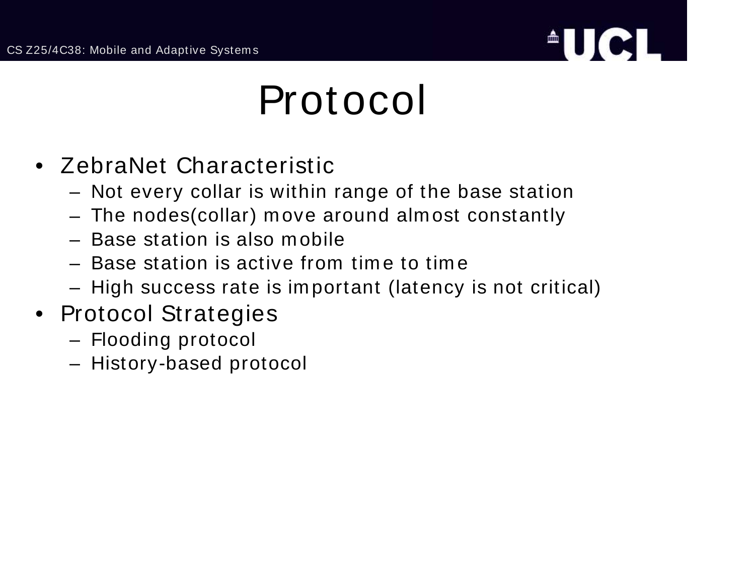# Protocol

- ZebraNet Characteristic
  - Not every collar is within range of the base station
  - The nodes(collar) move around almost constantly
  - Base station is also mobile
  - Base station is active from time to time
  - High success rate is important (latency is not critical)
- Protocol Strategies
  - Flooding protocol
  - History-based protocol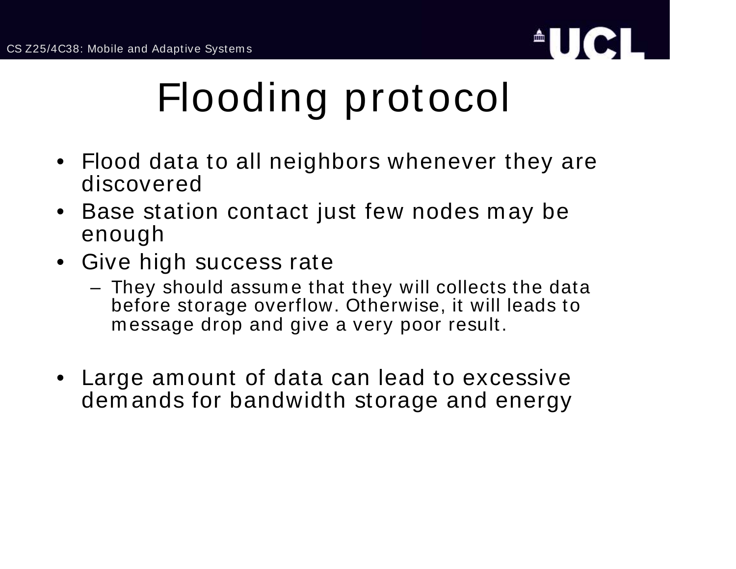# Flooding protocol

- Flood data to all neighbors whenever they are discovered
- Base station contact just few nodes may be enough
- Give high success rate
  - They should assume that they will collects the data before storage overflow. Otherwise, it will leads to message drop and give a very poor result.

- Large amount of data can lead to excessive demands for bandwidth storage and energy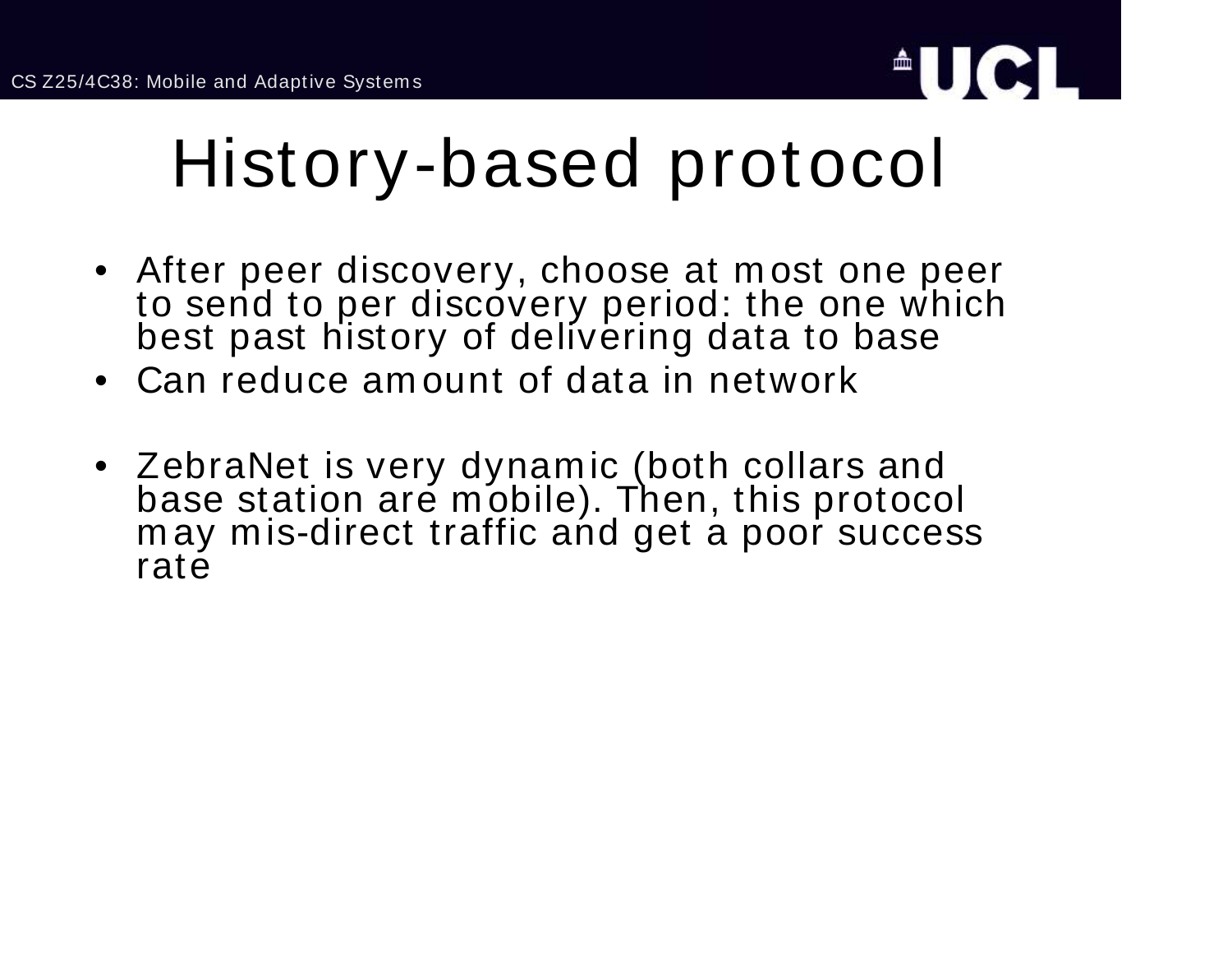# History-based protocol

- After peer discovery, choose at most one peer to send to per discovery period: the one which best past history of delivering data to base
- Can reduce amount of data in network

- ZebraNet is very dynamic (both collars and base station are mobile). Then, this protocol may mis-direct traffic and get a poor success rate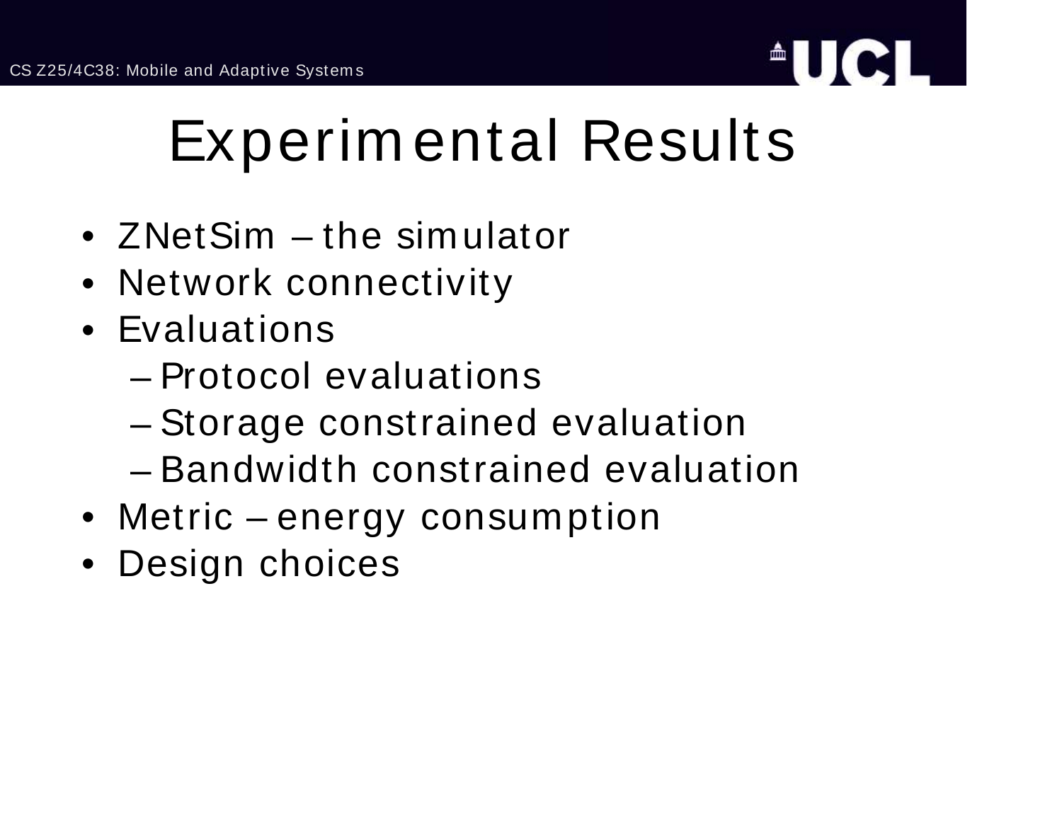# Experimental Results

- ZNetSim – the simulator
- Network connectivity
- Evaluations
  - Protocol evaluations
  - Storage constrained evaluation
  - Bandwidth constrained evaluation
- Metric – energy consumption
- Design choices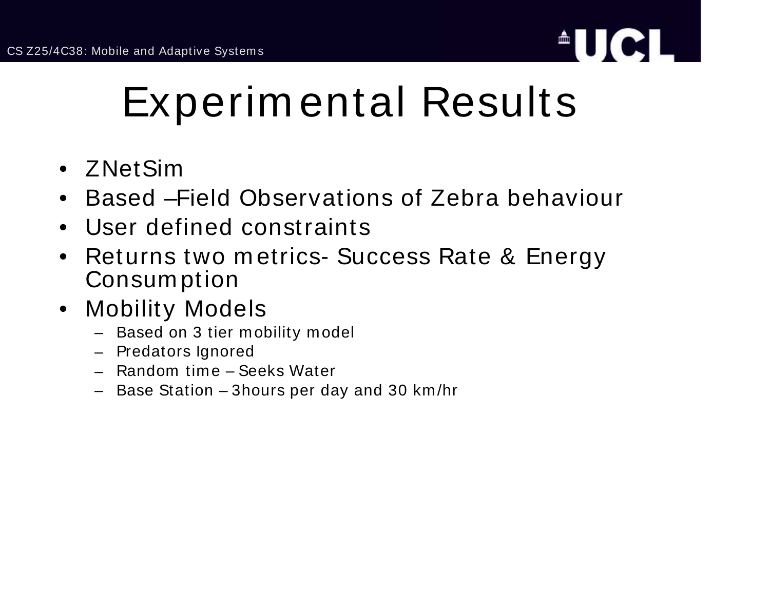# Experimental Results

- ZNetSim
- Based –Field Observations of Zebra behaviour
- User defined constraints
- Returns two metrics- Success Rate & Energy Consumption
- Mobility Models
  - Based on 3 tier mobility model
  - Predators Ignored
  - Random time – Seeks Water
  - Base Station – 3hours per day and 30 km/hr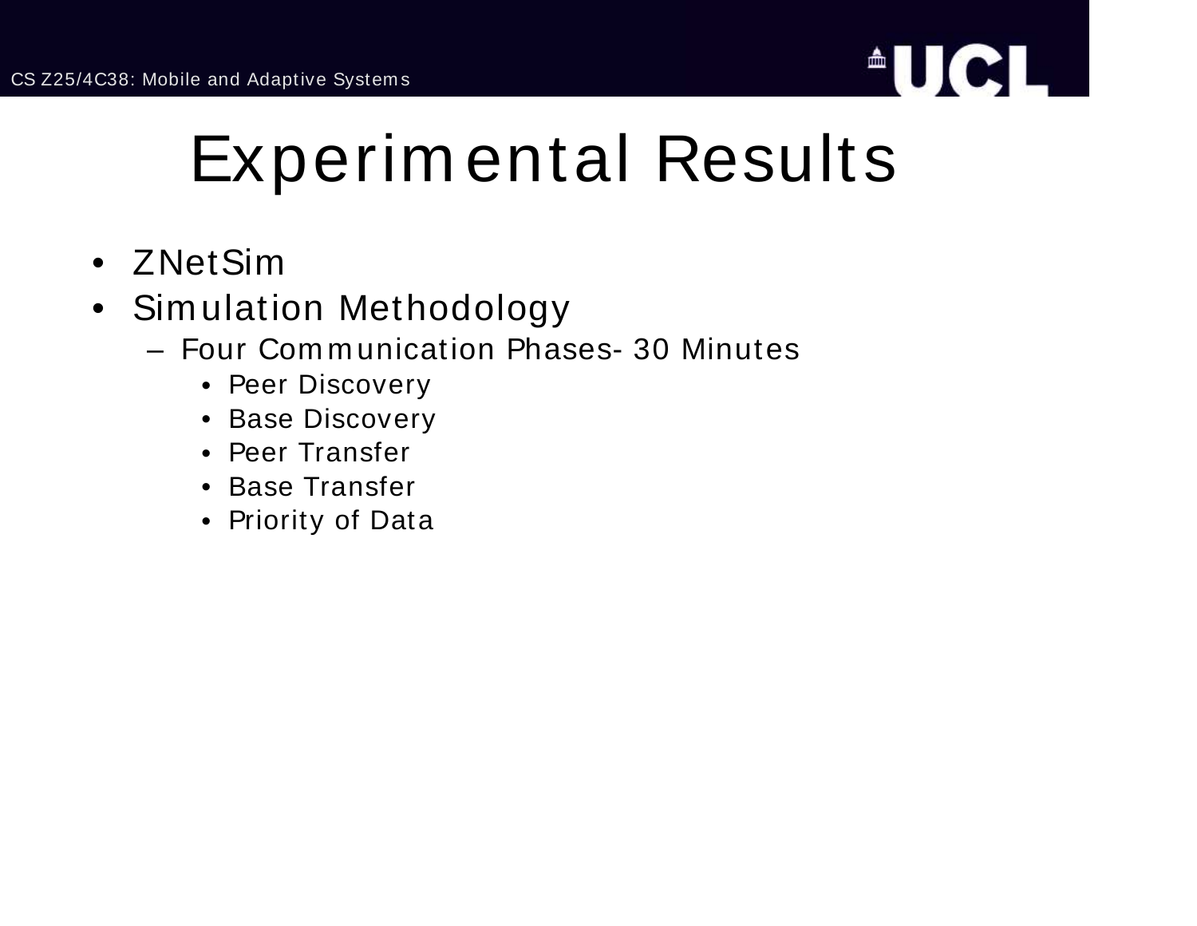# Experimental Results

- ZNetSim
- Simulation Methodology
  - Four Communication Phases- 30 Minutes
    - Peer Discovery
    - Base Discovery
    - Peer Transfer
    - Base Transfer
    - Priority of Data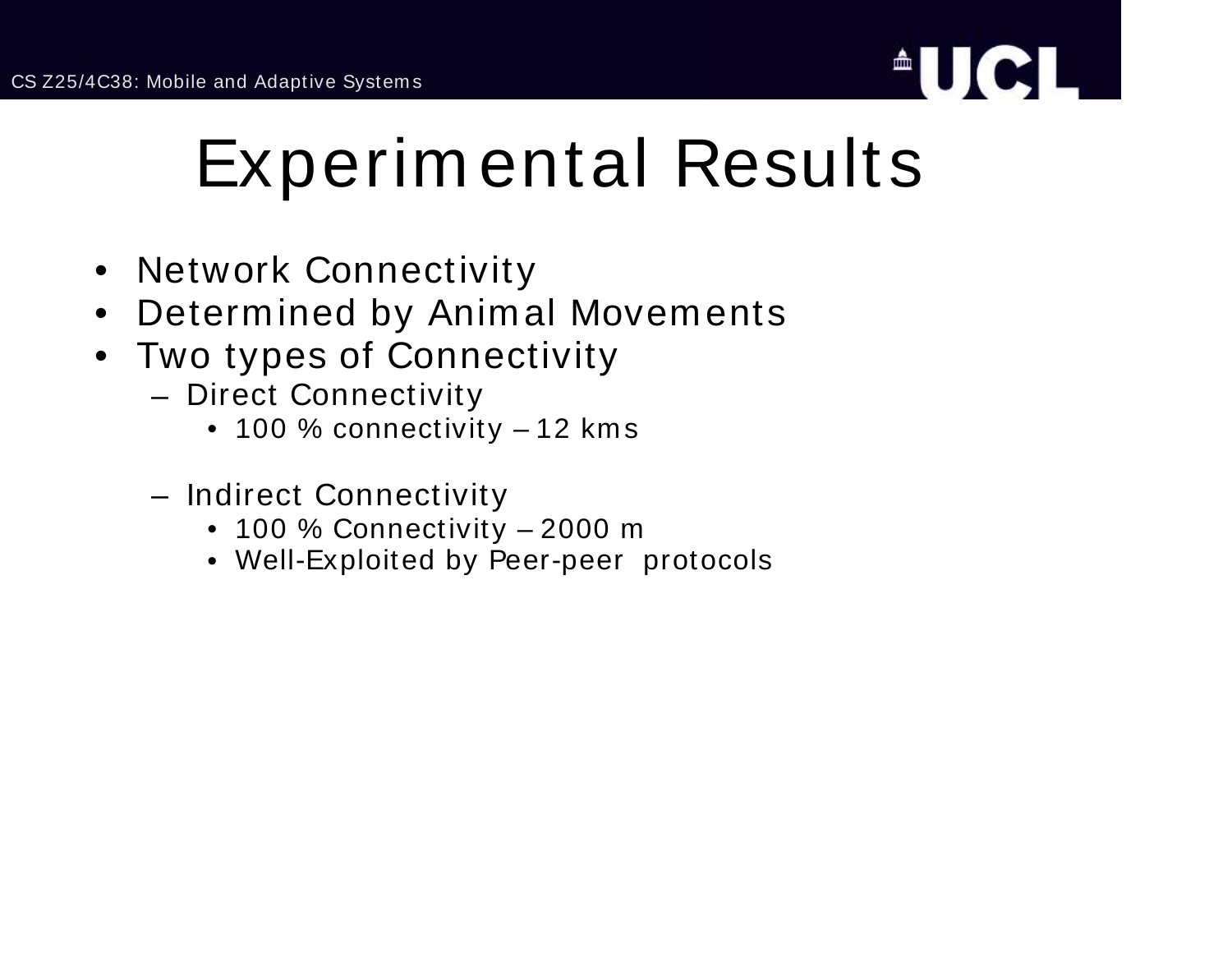# Experimental Results

- Network Connectivity
- Determined by Animal Movements
- Two types of Connectivity
  - Direct Connectivity
    - 100 % connectivity – 12 kms
  - Indirect Connectivity
    - 100 % Connectivity – 2000 m
    - Well-Exploited by Peer-peer protocols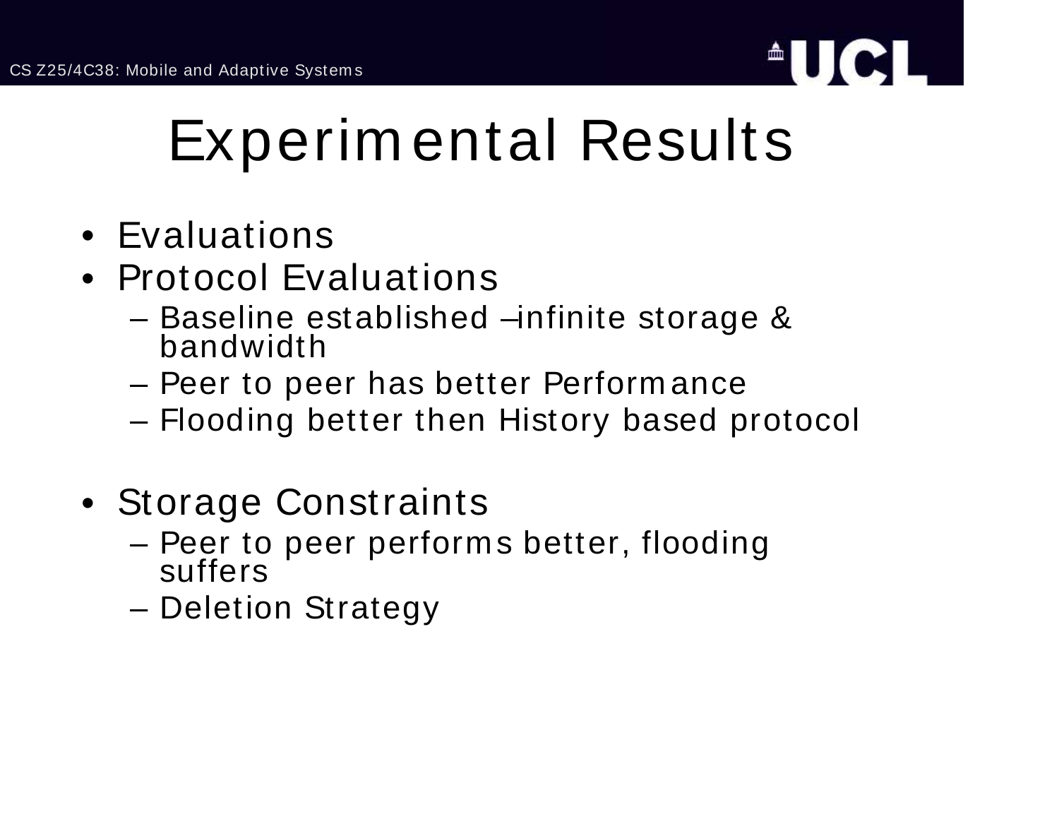# Experimental Results

- Evaluations
- Protocol Evaluations
  - Baseline established –infinite storage & bandwidth
  - Peer to peer has better Performance
  - Flooding better then History based protocol

- Storage Constraints
  - Peer to peer performs better, flooding suffers
  - Deletion Strategy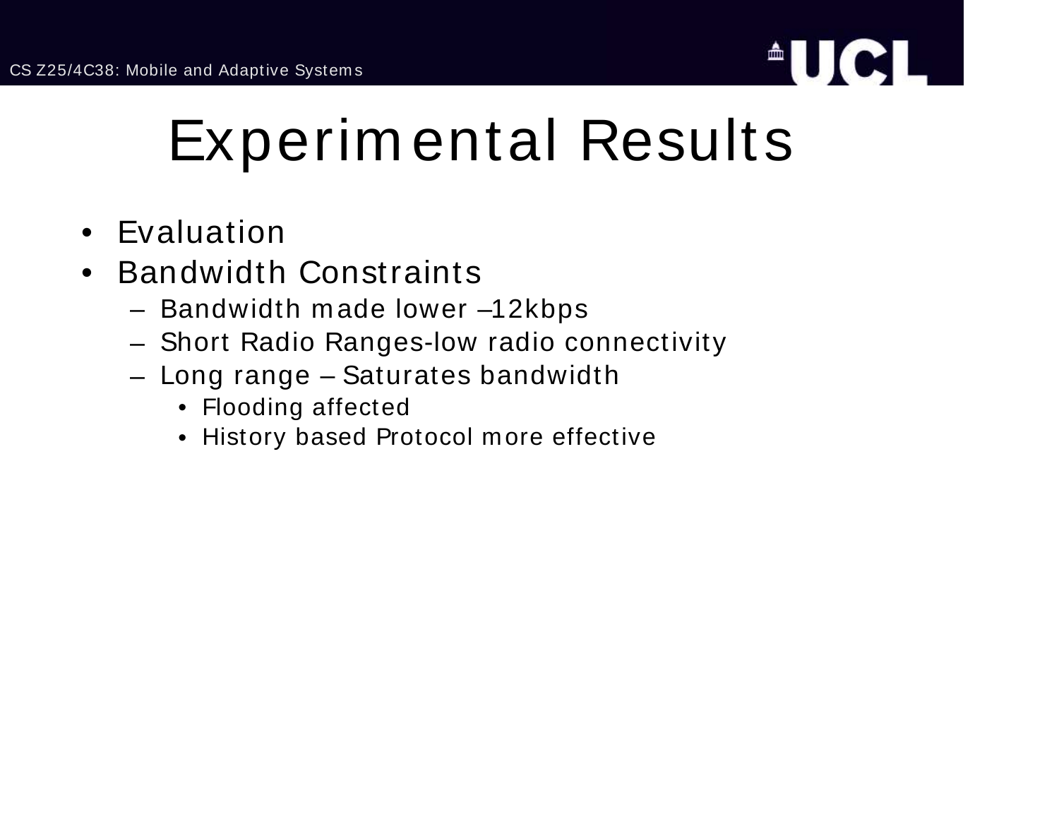# Experimental Results

- Evaluation
- Bandwidth Constraints
  - Bandwidth made lower –12kbps
  - Short Radio Ranges-low radio connectivity
  - Long range – Saturates bandwidth
    - Flooding affected
    - History based Protocol more effective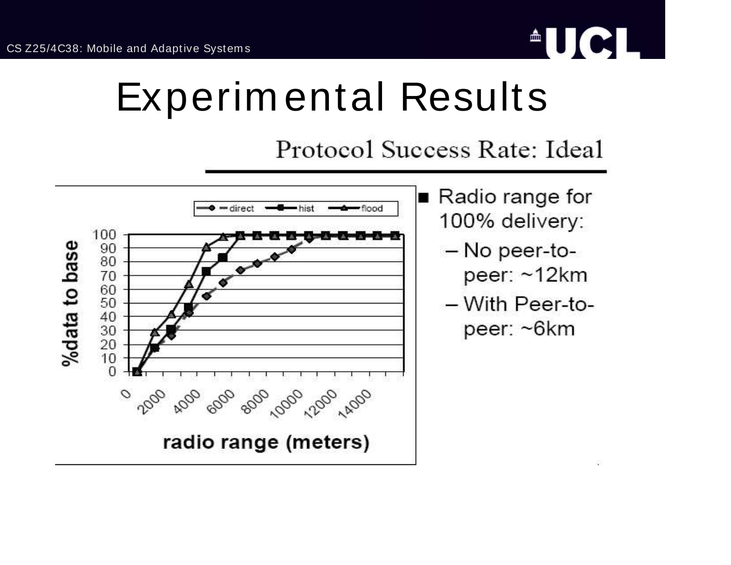# Experimental Results

## Protocol Success Rate: Ideal

- Radio range for 100% delivery:
  - No peer-to-peer: ~12km
  - With Peer-to-peer: ~6km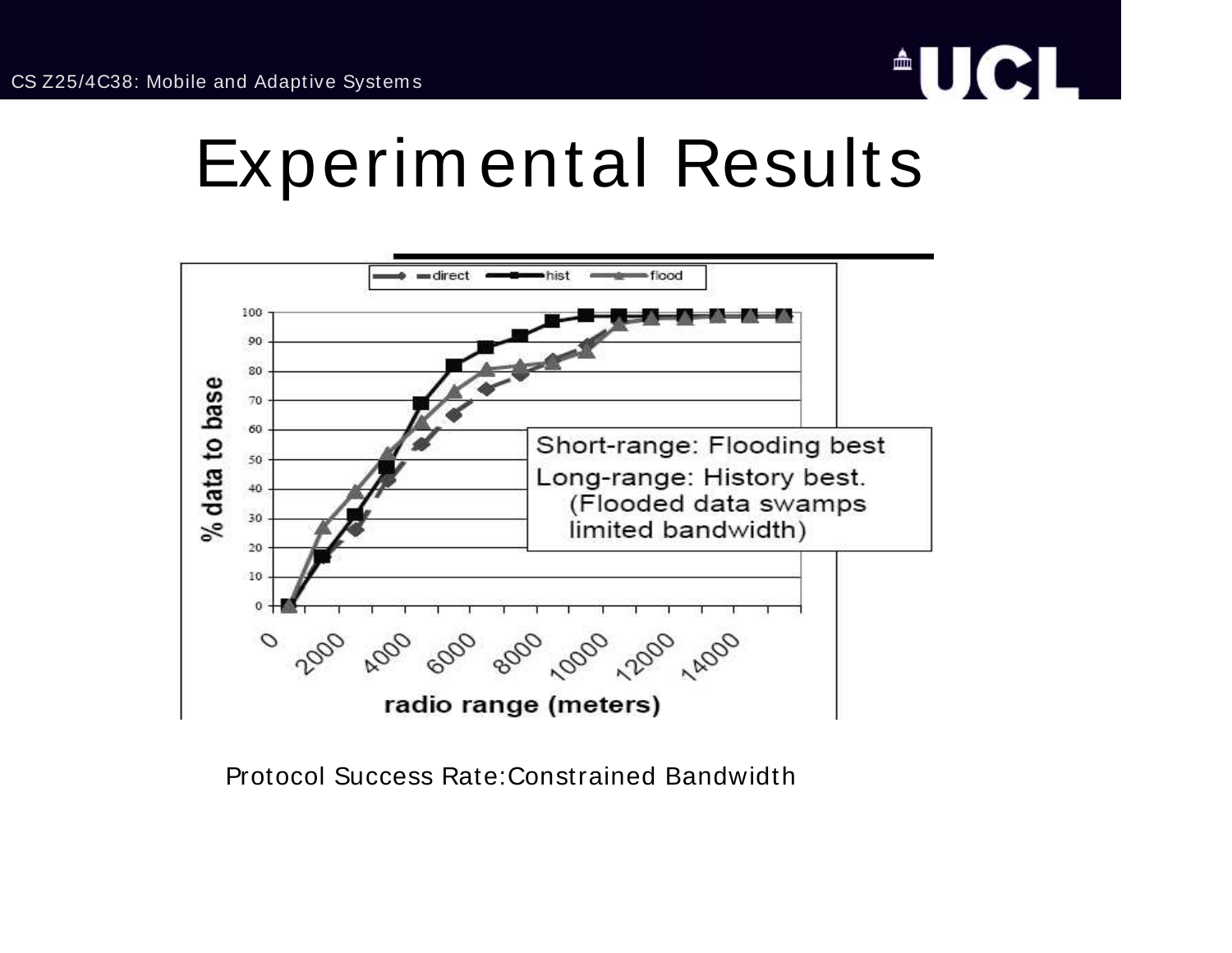# Experimental Results

Short-range: Flooding best

Long-range: History best. (Flooded data swamps limited bandwidth)

Protocol Success Rate:Constrained Bandwidth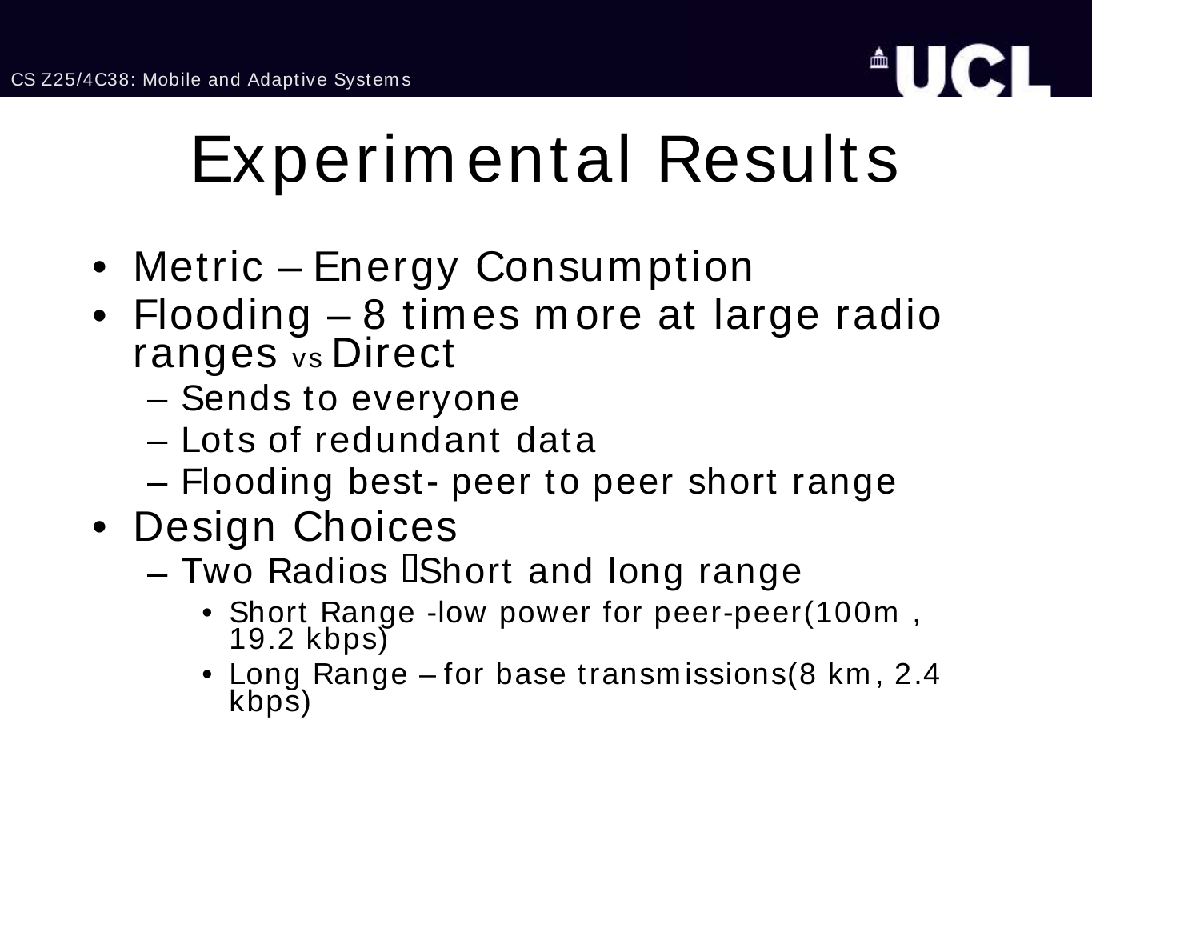# Experimental Results

- Metric – Energy Consumption
- Flooding – 8 times more at large radio ranges vs Direct
  - Sends to everyone
  - Lots of redundant data
  - Flooding best- peer to peer short range
- Design Choices
  - Two Radios  Short and long range
    - Short Range -low power for peer-peer(100m , 19.2 kbps)
    - Long Range – for base transmissions(8 km, 2.4 kbps)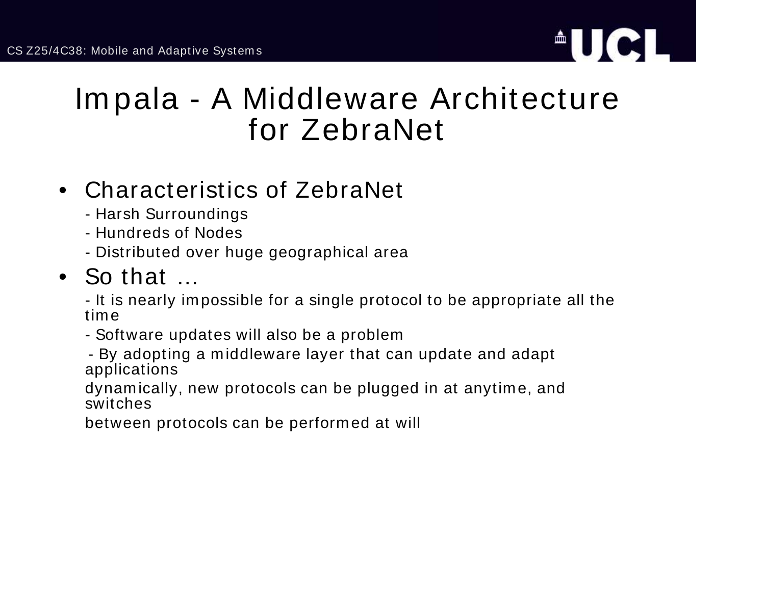# Impala - A Middleware Architecture for ZebraNet

- Characteristics of ZebraNet
  - Harsh Surroundings
  - Hundreds of Nodes
  - Distributed over huge geographical area
- So that …
  - It is nearly impossible for a single protocol to be appropriate all the time
  - Software updates will also be a problem
  - By adopting a middleware layer that can update and adapt applications dynamically, new protocols can be plugged in at anytime, and switches between protocols can be performed at will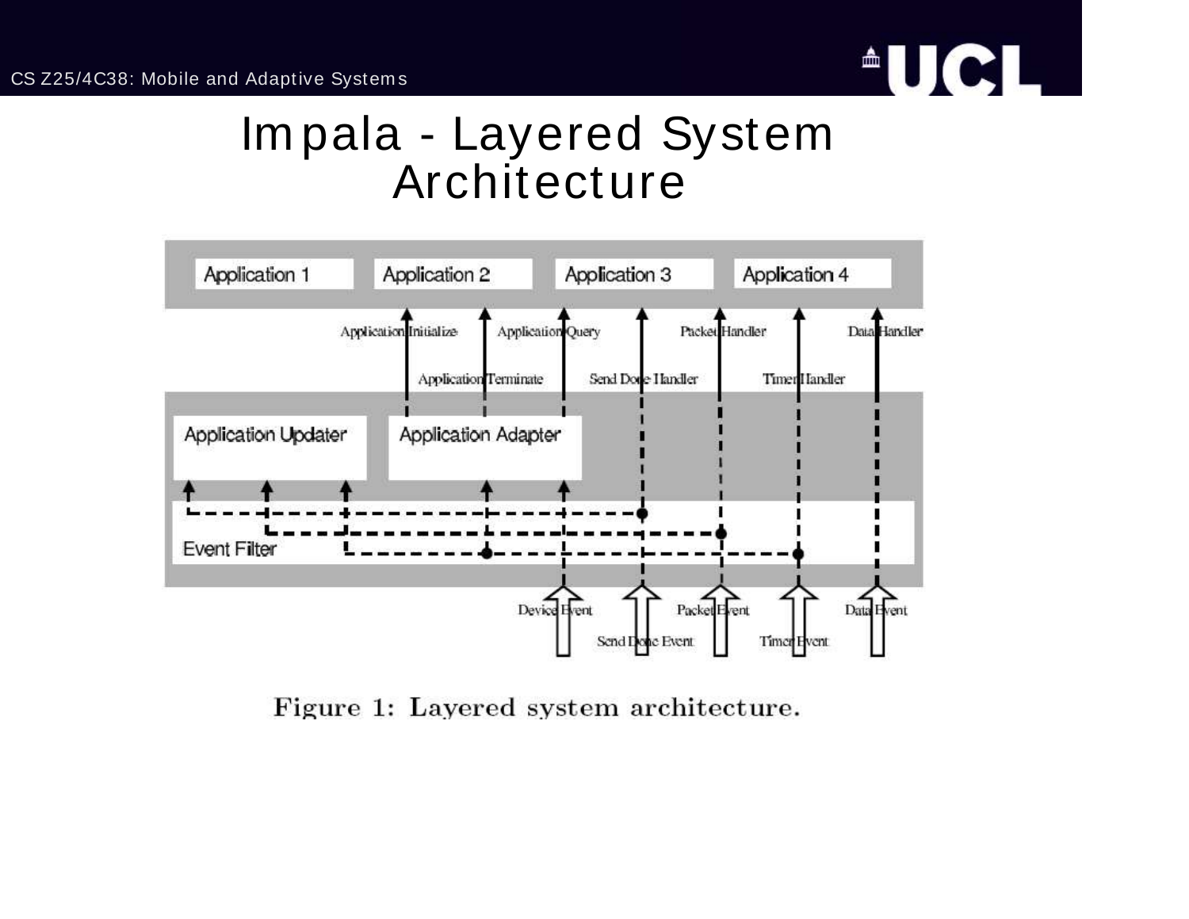# Impala - Layered System Architecture

Figure 1: Layered system architecture.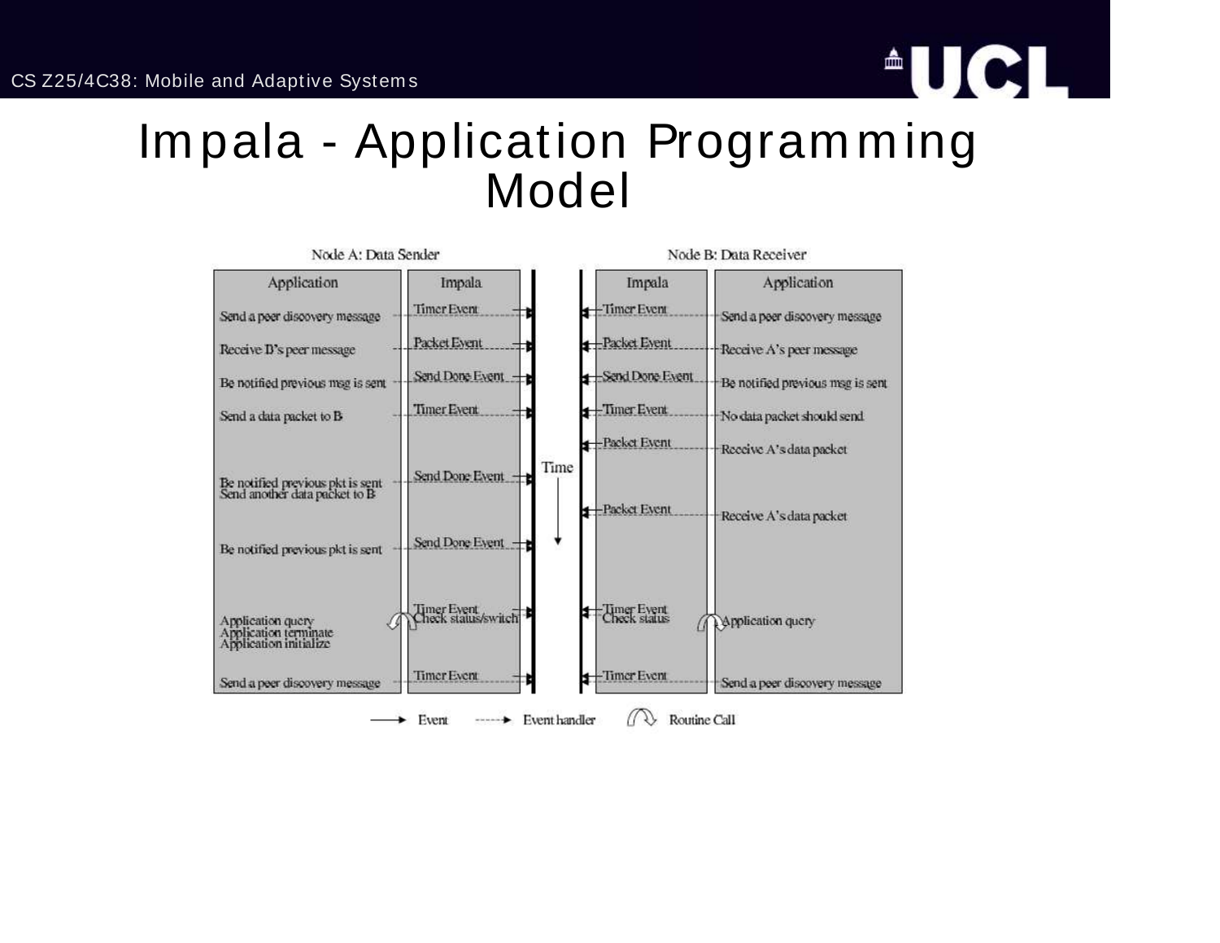# Impala - Application Programming Model

| Node A: Data Sender — Application | Node A: Data Sender — Impala | Node B: Data Receiver — Impala | Node B: Data Receiver — Application |
|---|---|---|---|
| Send a peer discovery message | Timer Event | Timer Event | Send a peer discovery message |
| Receive B's peer message | Packet Event | Packet Event | Receive A's peer message |
| Be notified previous msg is sent | Send Done Event | Send Done Event | Be notified previous msg is sent |
| Send a data packet to B | Timer Event | Timer Event | No data packet should send |
| | | Packet Event | Receive A's data packet |
| Be notified previous pkt is sent<br>Send another data packet to B | Send Done Event | | |
| | | Packet Event | Receive A's data packet |
| Be notified previous pkt is sent | Send Done Event | | |
| Application query<br>Application terminate<br>Application initialize | Timer Event<br>Check status/switch | Timer Event<br>Check status | Application query |
| Send a peer discovery message | Timer Event | Timer Event | Send a peer discovery message |

Time ↓

Legend: ⟶ Event; - - - -▸ Event handler; ↷ Routine Call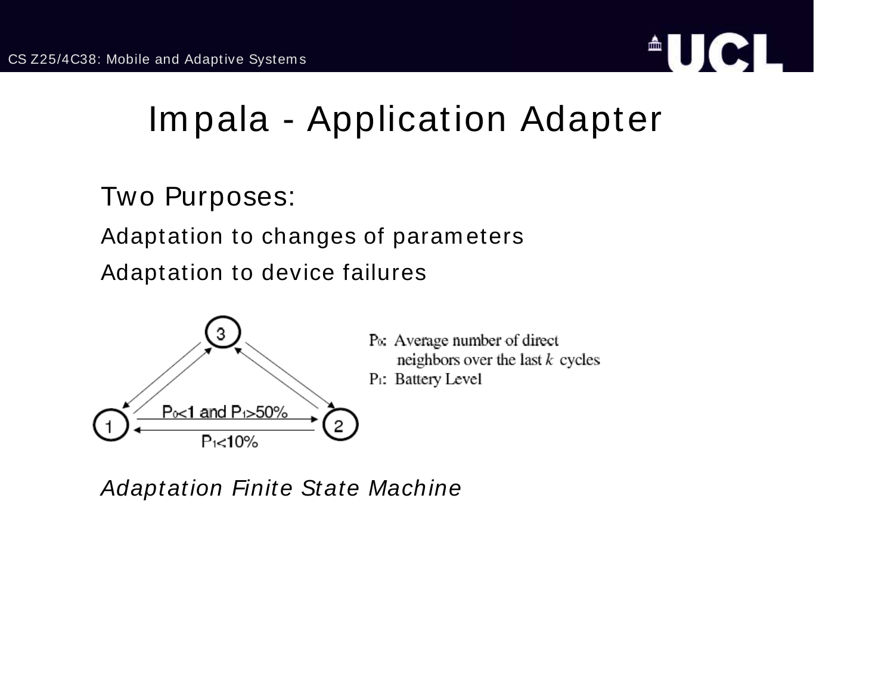# Impala - Application Adapter

Two Purposes:

Adaptation to changes of parameters

Adaptation to device failures

$P_0$<1 and $P_1$>50%

$P_1$<10%

$P_0$: Average number of direct neighbors over the last $k$ cycles

$P_1$: Battery Level

*Adaptation Finite State Machine*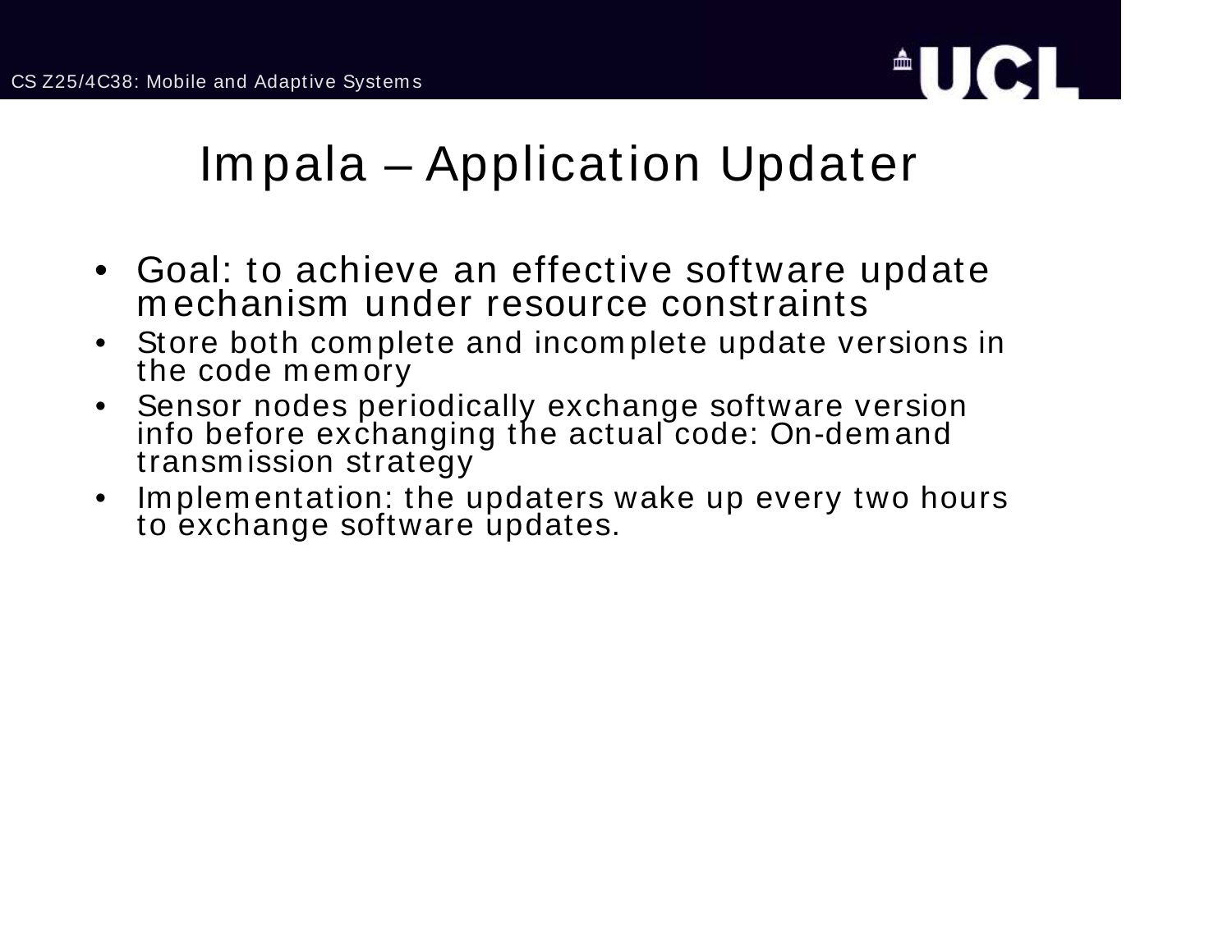# Impala – Application Updater

- Goal: to achieve an effective software update mechanism under resource constraints
- Store both complete and incomplete update versions in the code memory
- Sensor nodes periodically exchange software version info before exchanging the actual code: On-demand transmission strategy
- Implementation: the updaters wake up every two hours to exchange software updates.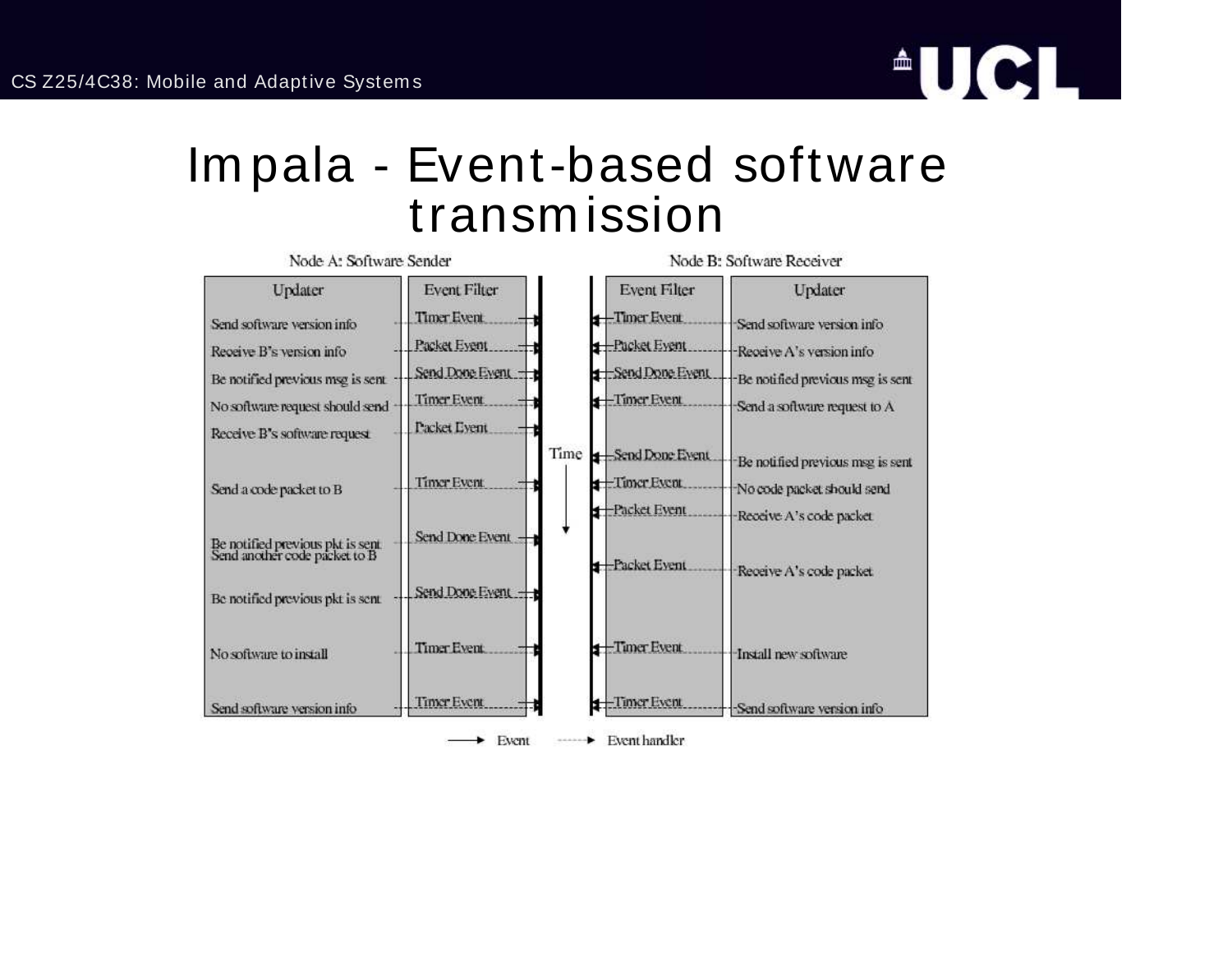# Impala - Event-based software transmission

Node A: Software Sender

Node B: Software Receiver

| Updater (Node A) | Event Filter (Node A) | Event Filter (Node B) | Updater (Node B) |
|---|---|---|---|
| Send software version info | Timer Event | Timer Event | Send software version info |
| Receive B's version info | Packet Event | Packet Event | Receive A's version info |
| Be notified previous msg is sent | Send Done Event | Send Done Event | Be notified previous msg is sent |
| No software request should send | Timer Event | Timer Event | Send a software request to A |
| Receive B's software request | Packet Event | | |
| | | Send Done Event | Be notified previous msg is sent |
| Send a code packet to B | Timer Event | Timer Event | No code packet should send |
| | | Packet Event | Receive A's code packet |
| Be notified previous pkt is sent<br>Send another code packet to B | Send Done Event | | |
| | | Packet Event | Receive A's code packet |
| Be notified previous pkt is sent | Send Done Event | | |
| No software to install | Timer Event | Timer Event | Install new software |
| Send software version info | Timer Event | Timer Event | Send software version info |

Time ↓

→ Event  ⇢ Event handler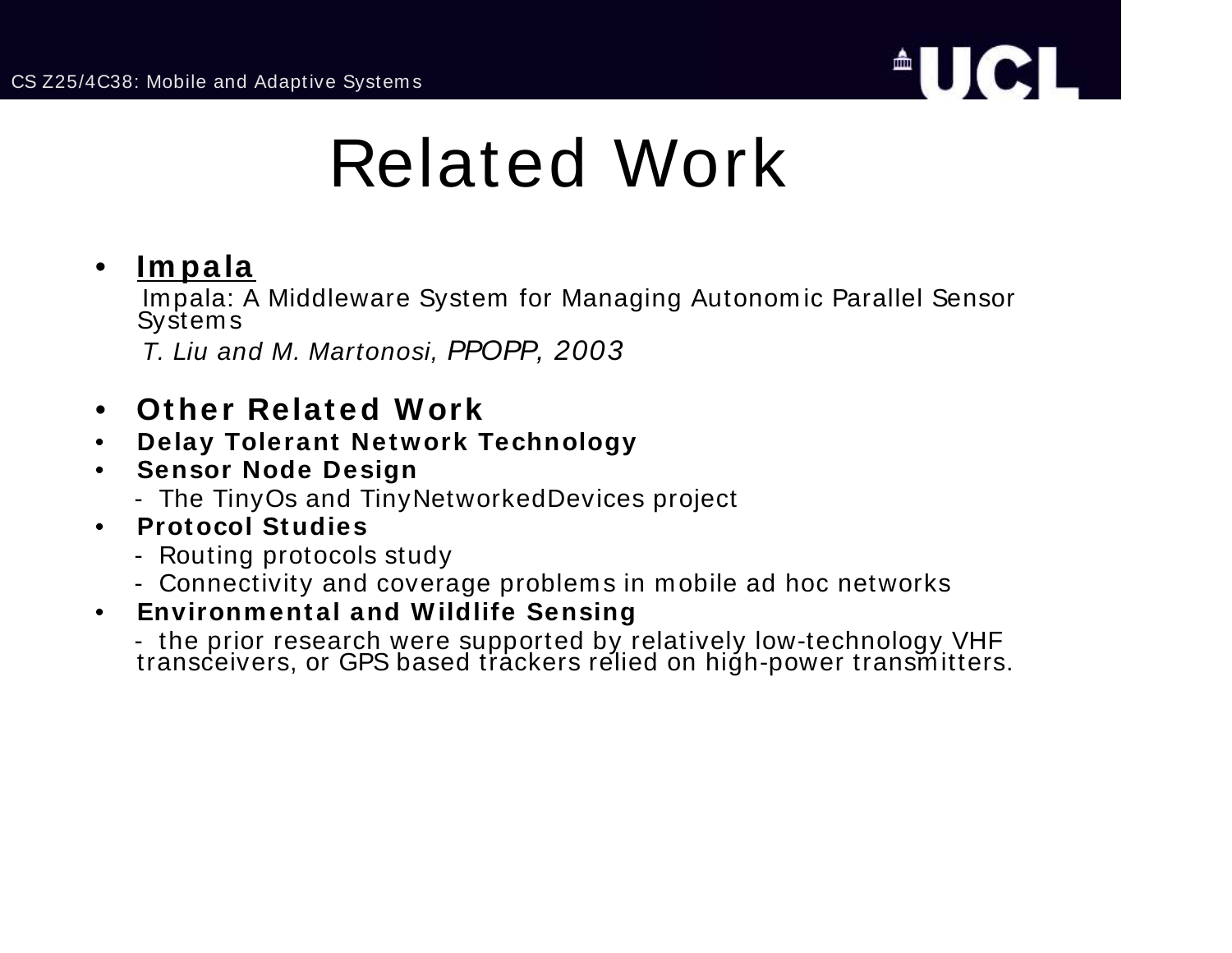# Related Work

- **Impala**

  Impala: A Middleware System for Managing Autonomic Parallel Sensor Systems

  *T. Liu and M. Martonosi, PPOPP, 2003*

- **Other Related Work**
- **Delay Tolerant Network Technology**
- **Sensor Node Design**
  - The TinyOs and TinyNetworkedDevices project
- **Protocol Studies**
  - Routing protocols study
  - Connectivity and coverage problems in mobile ad hoc networks
- **Environmental and Wildlife Sensing**
  - the prior research were supported by relatively low-technology VHF transceivers, or GPS based trackers relied on high-power transmitters.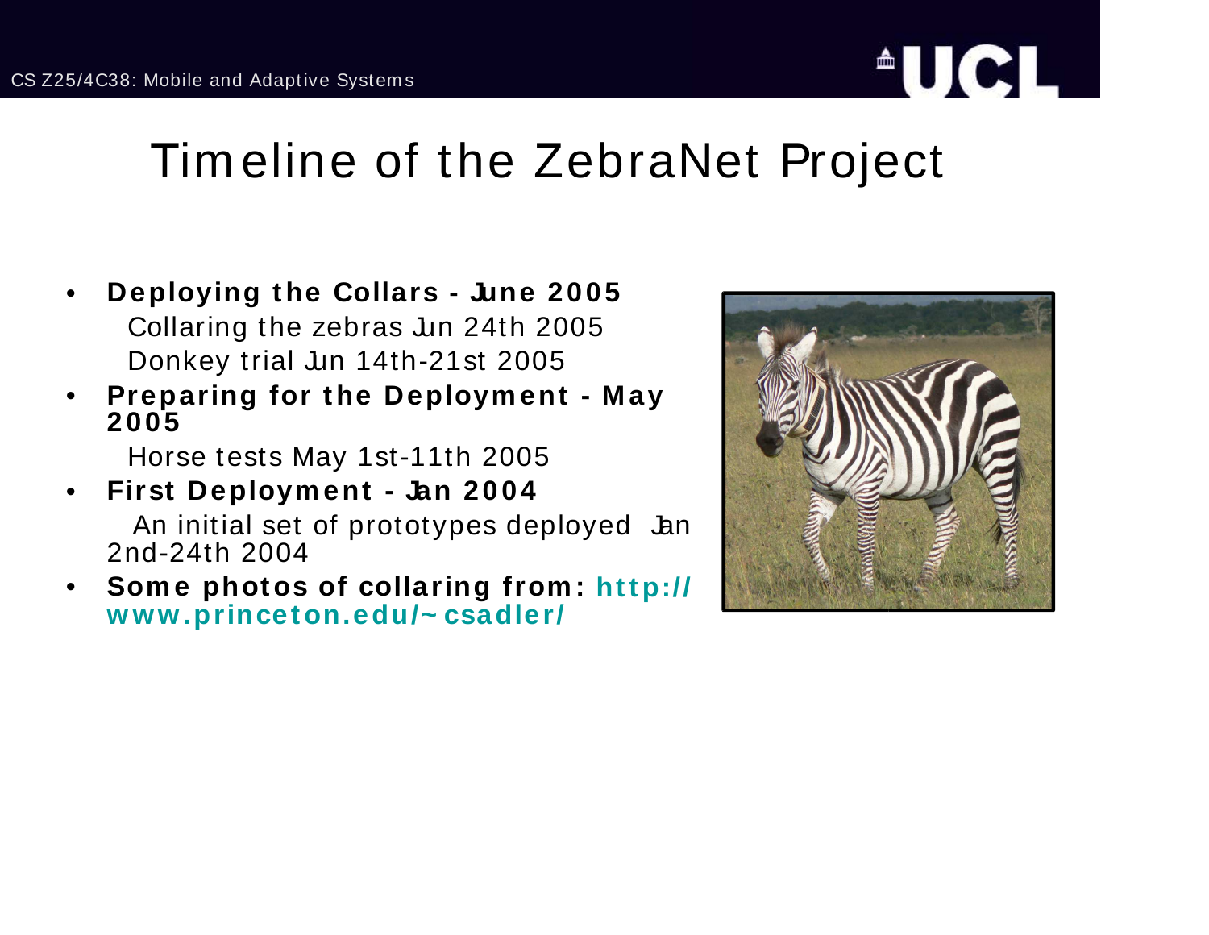# Timeline of the ZebraNet Project

- **Deploying the Collars - June 2005**
  Collaring the zebras Jun 24th 2005
  Donkey trial Jun 14th-21st 2005
- **Preparing for the Deployment - May 2005**
  Horse tests May 1st-11th 2005
- **First Deployment - Jan 2004**
  An initial set of prototypes deployed Jan 2nd-24th 2004
- **Some photos of collaring from: http://www.princeton.edu/~csadler/**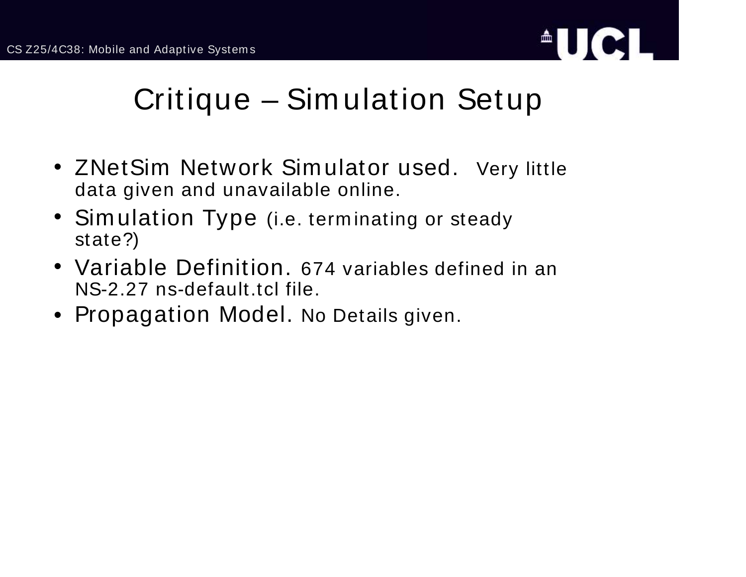# Critique – Simulation Setup

- ZNetSim Network Simulator used. Very little data given and unavailable online.
- Simulation Type (i.e. terminating or steady state?)
- Variable Definition. 674 variables defined in an NS-2.27 ns-default.tcl file.
- Propagation Model. No Details given.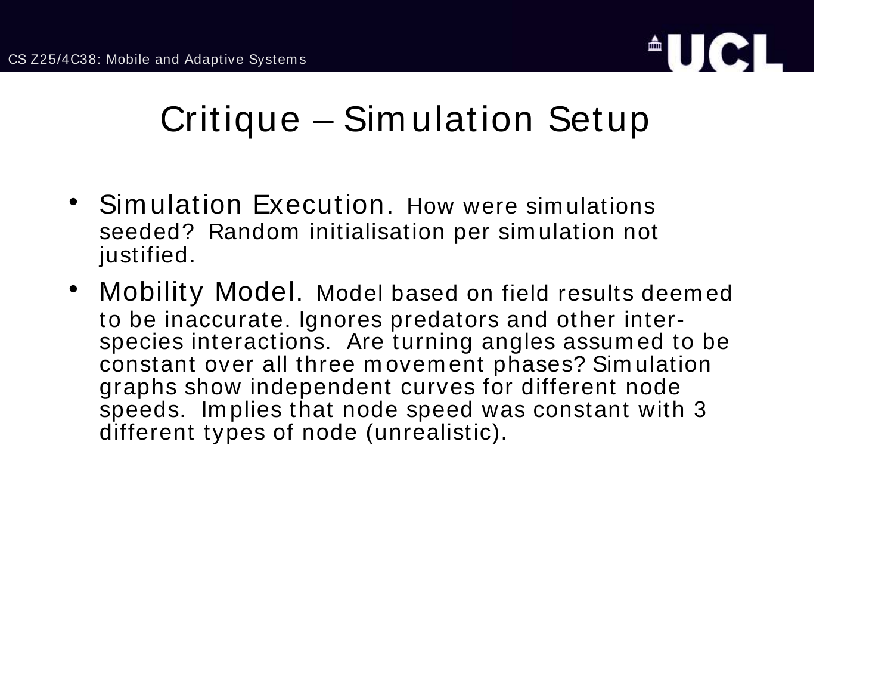# Critique – Simulation Setup

- **Simulation Execution.** How were simulations seeded? Random initialisation per simulation not justified.
- **Mobility Model.** Model based on field results deemed to be inaccurate. Ignores predators and other inter-species interactions. Are turning angles assumed to be constant over all three movement phases? Simulation graphs show independent curves for different node speeds. Implies that node speed was constant with 3 different types of node (unrealistic).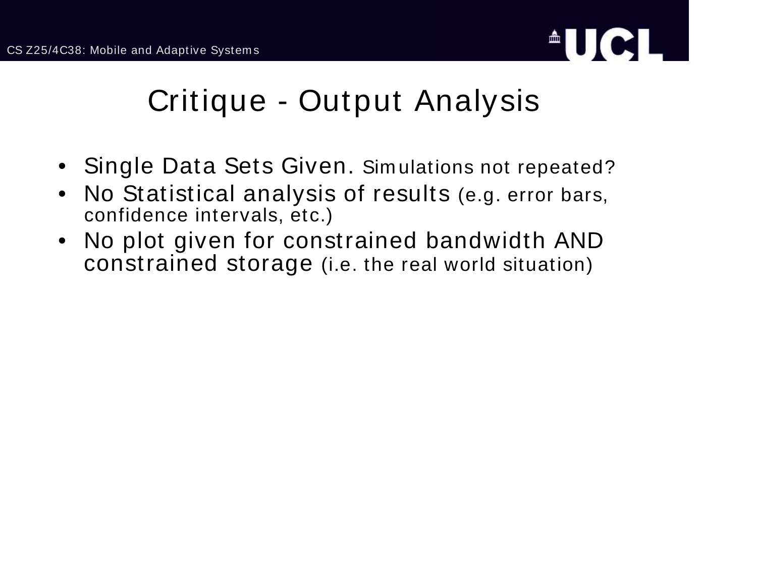# Critique - Output Analysis

- Single Data Sets Given. Simulations not repeated?
- No Statistical analysis of results (e.g. error bars, confidence intervals, etc.)
- No plot given for constrained bandwidth AND constrained storage (i.e. the real world situation)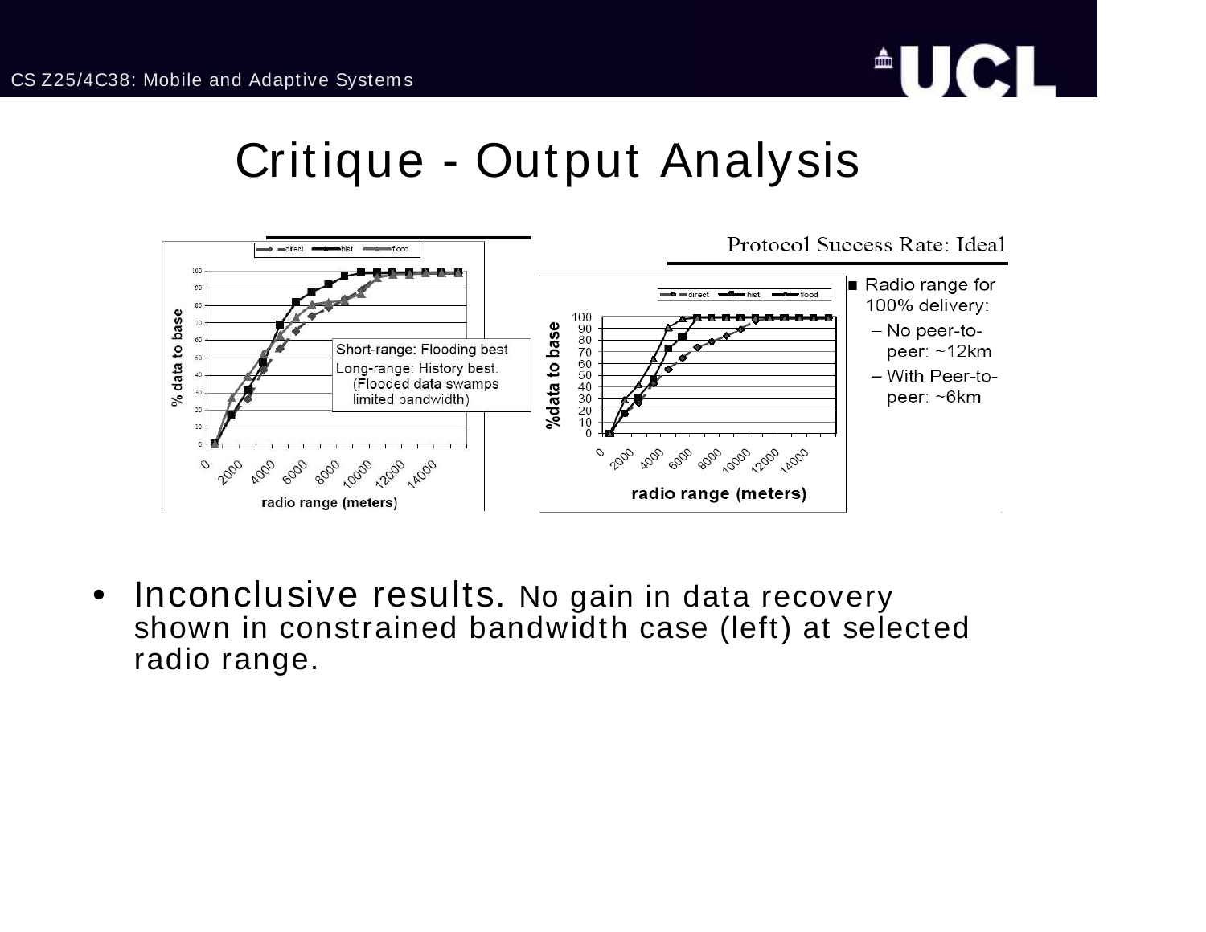# Critique - Output Analysis

Protocol Success Rate: Ideal

- Radio range for 100% delivery:
  - No peer-to-peer: ~12km
  - With Peer-to-peer: ~6km

Short-range: Flooding best
Long-range: History best. (Flooded data swamps limited bandwidth)

- **Inconclusive results.** No gain in data recovery shown in constrained bandwidth case (left) at selected radio range.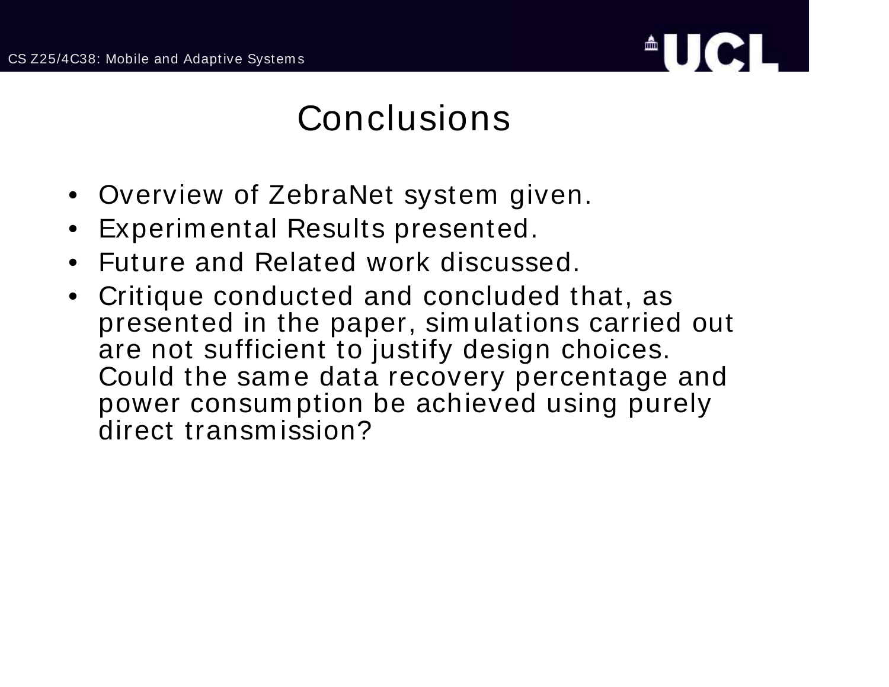# Conclusions

- Overview of ZebraNet system given.
- Experimental Results presented.
- Future and Related work discussed.
- Critique conducted and concluded that, as presented in the paper, simulations carried out are not sufficient to justify design choices. Could the same data recovery percentage and power consumption be achieved using purely direct transmission?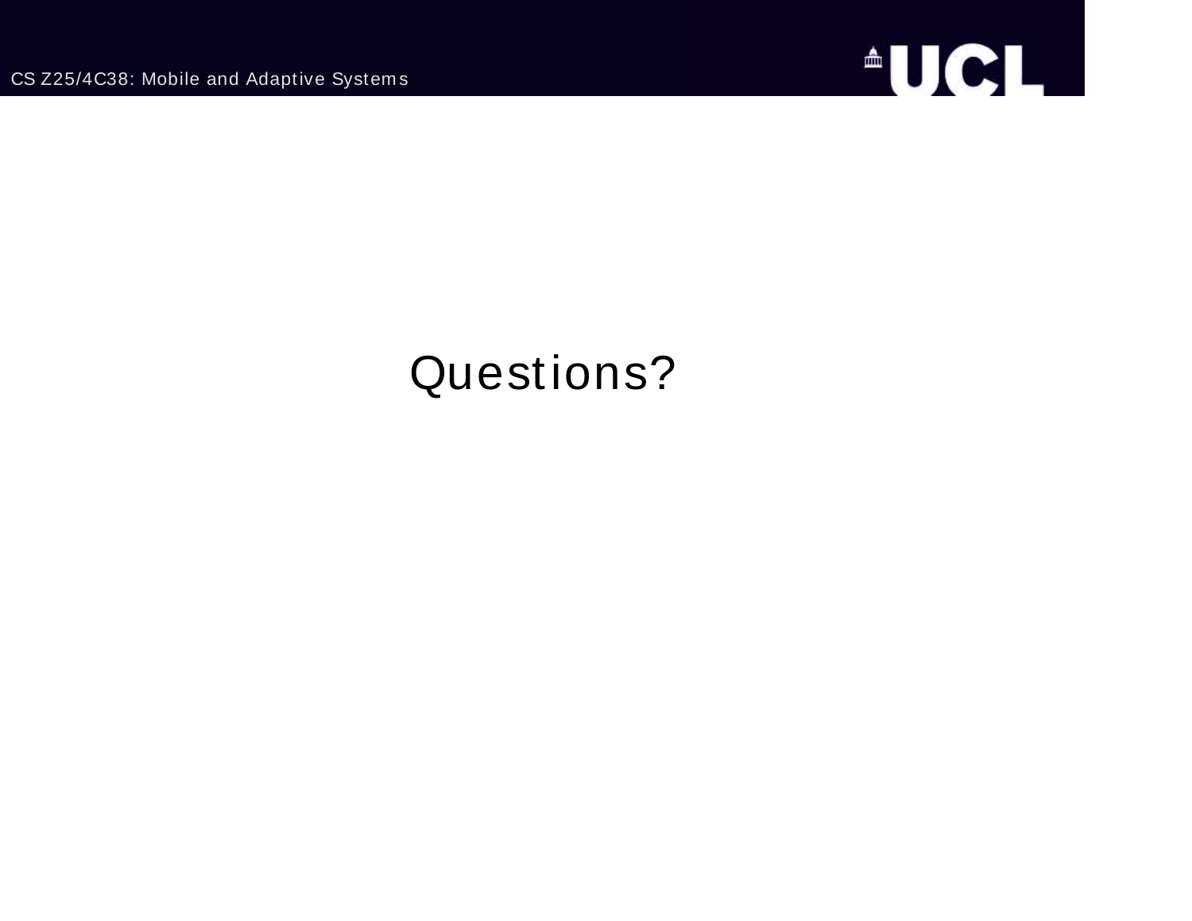Questions?